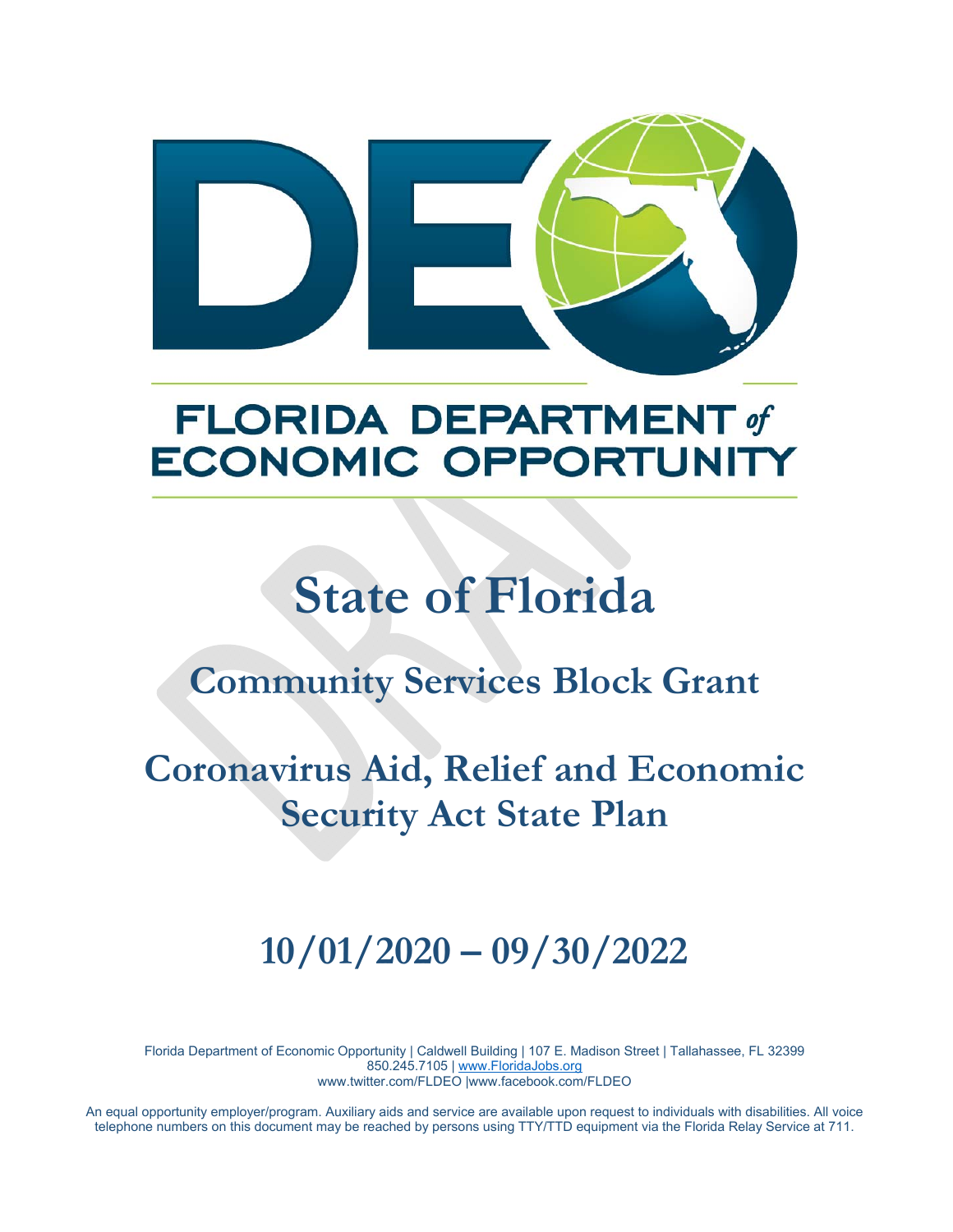# FLORIDA DEPARTMENT of ECONOMIC OPPORTUNITY

# State of Florida

## Community Services Block Grant

## Coronavirus Aid, Relief and Economic Security Act State Plan

## 10/01/2020 – 09/30/2022

Florida Department of Economic Opportunity | Caldwell Building | 107 E. Madison Street | Tallahassee, FL 32399
850.245.7105 | www.FloridaJobs.org
www.twitter.com/FLDEO |www.facebook.com/FLDEO

An equal opportunity employer/program. Auxiliary aids and service are available upon request to individuals with disabilities. All voice telephone numbers on this document may be reached by persons using TTY/TTD equipment via the Florida Relay Service at 711.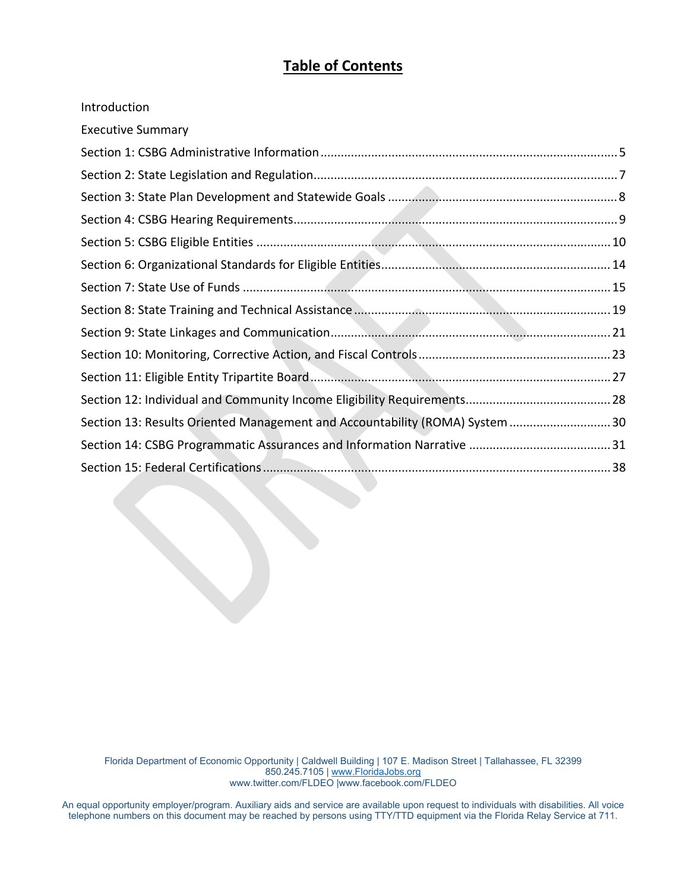# Table of Contents

Introduction

Executive Summary

Section 1: CSBG Administrative Information ........................................................................................ 5

Section 2: State Legislation and Regulation ........................................................................................... 7

Section 3: State Plan Development and Statewide Goals ..................................................................... 8

Section 4: CSBG Hearing Requirements ................................................................................................ 9

Section 5: CSBG Eligible Entities .......................................................................................................... 10

Section 6: Organizational Standards for Eligible Entities ..................................................................... 14

Section 7: State Use of Funds .............................................................................................................. 15

Section 8: State Training and Technical Assistance ............................................................................. 19

Section 9: State Linkages and Communication ..................................................................................... 21

Section 10: Monitoring, Corrective Action, and Fiscal Controls ........................................................... 23

Section 11: Eligible Entity Tripartite Board .......................................................................................... 27

Section 12: Individual and Community Income Eligibility Requirements ............................................ 28

Section 13: Results Oriented Management and Accountability (ROMA) System ............................... 30

Section 14: CSBG Programmatic Assurances and Information Narrative ........................................... 31

Section 15: Federal Certifications ....................................................................................................... 38

Florida Department of Economic Opportunity | Caldwell Building | 107 E. Madison Street | Tallahassee, FL 32399
850.245.7105 | www.FloridaJobs.org
www.twitter.com/FLDEO |www.facebook.com/FLDEO

An equal opportunity employer/program. Auxiliary aids and service are available upon request to individuals with disabilities. All voice telephone numbers on this document may be reached by persons using TTY/TTD equipment via the Florida Relay Service at 711.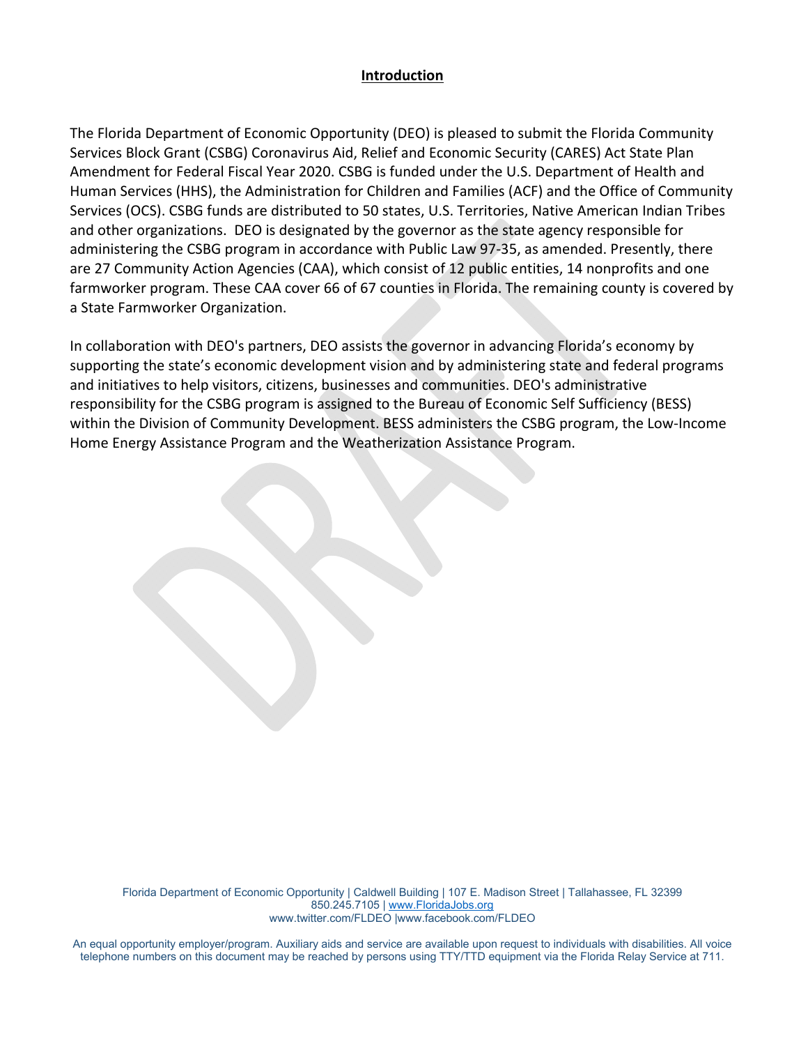## Introduction

The Florida Department of Economic Opportunity (DEO) is pleased to submit the Florida Community Services Block Grant (CSBG) Coronavirus Aid, Relief and Economic Security (CARES) Act State Plan Amendment for Federal Fiscal Year 2020. CSBG is funded under the U.S. Department of Health and Human Services (HHS), the Administration for Children and Families (ACF) and the Office of Community Services (OCS). CSBG funds are distributed to 50 states, U.S. Territories, Native American Indian Tribes and other organizations. DEO is designated by the governor as the state agency responsible for administering the CSBG program in accordance with Public Law 97-35, as amended. Presently, there are 27 Community Action Agencies (CAA), which consist of 12 public entities, 14 nonprofits and one farmworker program. These CAA cover 66 of 67 counties in Florida. The remaining county is covered by a State Farmworker Organization.

In collaboration with DEO's partners, DEO assists the governor in advancing Florida's economy by supporting the state's economic development vision and by administering state and federal programs and initiatives to help visitors, citizens, businesses and communities. DEO's administrative responsibility for the CSBG program is assigned to the Bureau of Economic Self Sufficiency (BESS) within the Division of Community Development. BESS administers the CSBG program, the Low-Income Home Energy Assistance Program and the Weatherization Assistance Program.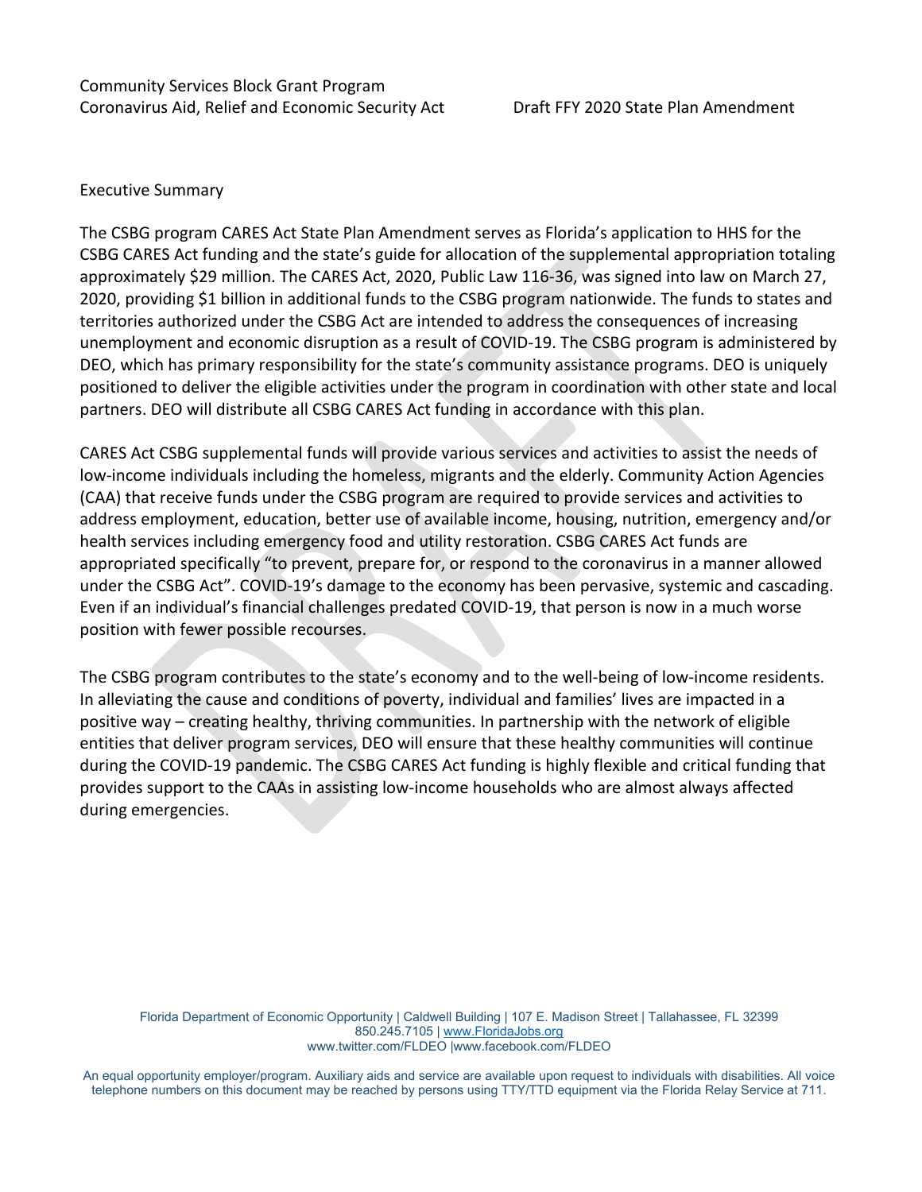## Executive Summary

The CSBG program CARES Act State Plan Amendment serves as Florida's application to HHS for the CSBG CARES Act funding and the state's guide for allocation of the supplemental appropriation totaling approximately $29 million. The CARES Act, 2020, Public Law 116-36, was signed into law on March 27, 2020, providing $1 billion in additional funds to the CSBG program nationwide. The funds to states and territories authorized under the CSBG Act are intended to address the consequences of increasing unemployment and economic disruption as a result of COVID-19. The CSBG program is administered by DEO, which has primary responsibility for the state's community assistance programs. DEO is uniquely positioned to deliver the eligible activities under the program in coordination with other state and local partners. DEO will distribute all CSBG CARES Act funding in accordance with this plan.

CARES Act CSBG supplemental funds will provide various services and activities to assist the needs of low-income individuals including the homeless, migrants and the elderly. Community Action Agencies (CAA) that receive funds under the CSBG program are required to provide services and activities to address employment, education, better use of available income, housing, nutrition, emergency and/or health services including emergency food and utility restoration. CSBG CARES Act funds are appropriated specifically "to prevent, prepare for, or respond to the coronavirus in a manner allowed under the CSBG Act". COVID-19's damage to the economy has been pervasive, systemic and cascading. Even if an individual's financial challenges predated COVID-19, that person is now in a much worse position with fewer possible recourses.

The CSBG program contributes to the state's economy and to the well-being of low-income residents. In alleviating the cause and conditions of poverty, individual and families' lives are impacted in a positive way – creating healthy, thriving communities. In partnership with the network of eligible entities that deliver program services, DEO will ensure that these healthy communities will continue during the COVID-19 pandemic. The CSBG CARES Act funding is highly flexible and critical funding that provides support to the CAAs in assisting low-income households who are almost always affected during emergencies.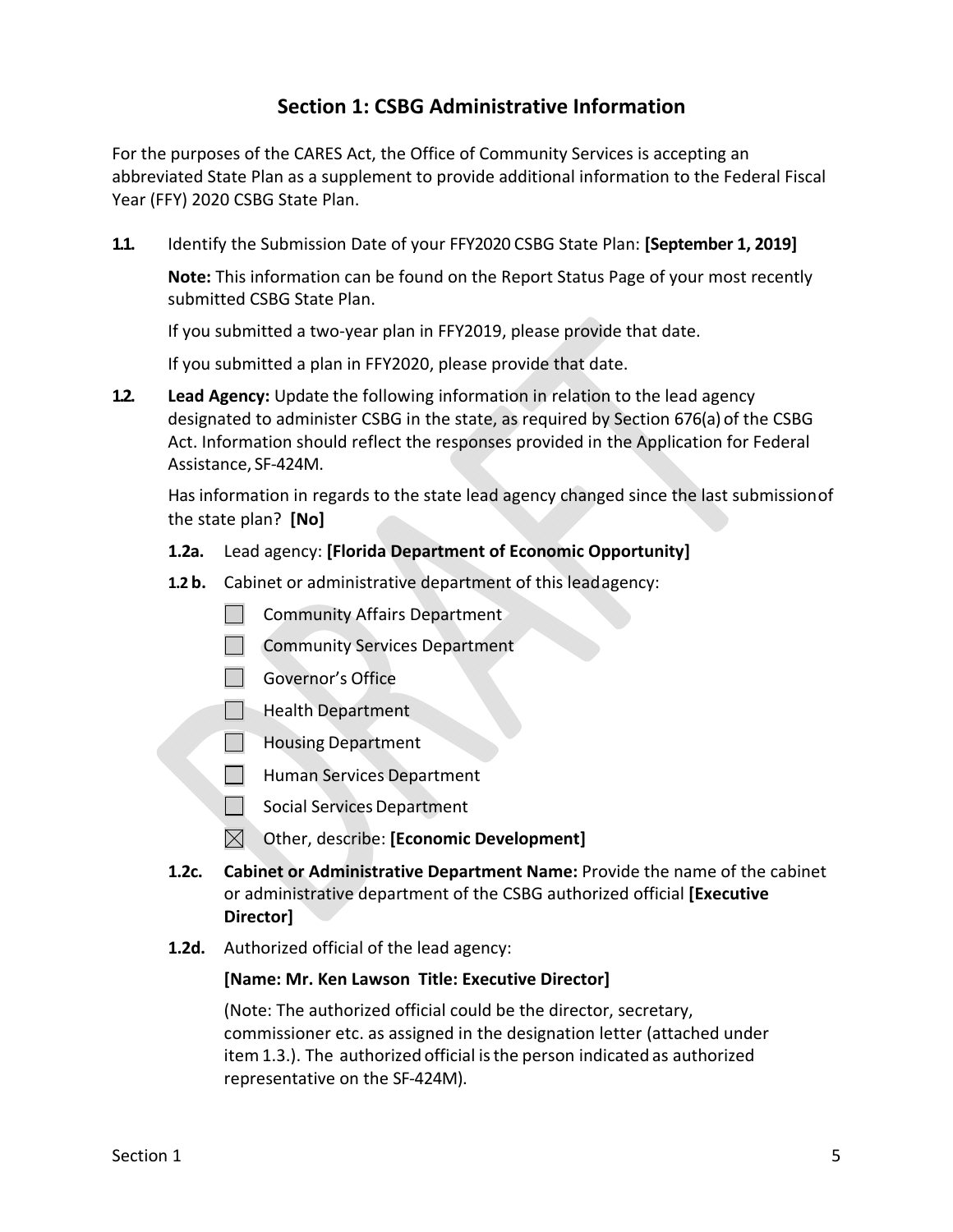## Section 1: CSBG Administrative Information

For the purposes of the CARES Act, the Office of Community Services is accepting an abbreviated State Plan as a supplement to provide additional information to the Federal Fiscal Year (FFY) 2020 CSBG State Plan.

**1.1.** Identify the Submission Date of your FFY2020 CSBG State Plan: **[September 1, 2019]**

**Note:** This information can be found on the Report Status Page of your most recently submitted CSBG State Plan.

If you submitted a two-year plan in FFY2019, please provide that date.

If you submitted a plan in FFY2020, please provide that date.

**1.2.** **Lead Agency:** Update the following information in relation to the lead agency designated to administer CSBG in the state, as required by Section 676(a) of the CSBG Act. Information should reflect the responses provided in the Application for Federal Assistance, SF-424M.

Has information in regards to the state lead agency changed since the last submission of the state plan? **[No]**

**1.2a.** Lead agency: **[Florida Department of Economic Opportunity]**

**1.2 b.** Cabinet or administrative department of this lead agency:

- ☐ Community Affairs Department
- ☐ Community Services Department
- ☐ Governor's Office
- ☐ Health Department
- ☐ Housing Department
- ☐ Human Services Department
- ☐ Social Services Department
- ☒ Other, describe: **[Economic Development]**

**1.2c.** **Cabinet or Administrative Department Name:** Provide the name of the cabinet or administrative department of the CSBG authorized official **[Executive Director]**

**1.2d.** Authorized official of the lead agency:

**[Name: Mr. Ken Lawson Title: Executive Director]**

(Note: The authorized official could be the director, secretary, commissioner etc. as assigned in the designation letter (attached under item 1.3.). The authorized official is the person indicated as authorized representative on the SF-424M).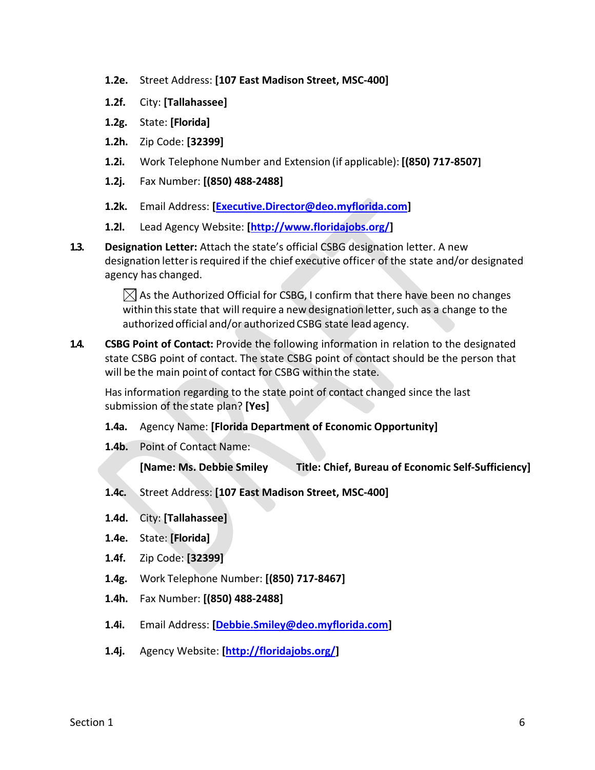**1.2e.** Street Address: **[107 East Madison Street, MSC-400]**

**1.2f.** City: **[Tallahassee]**

**1.2g.** State: **[Florida]**

**1.2h.** Zip Code: **[32399]**

**1.2i.** Work Telephone Number and Extension (if applicable): **[(850) 717-8507]**

**1.2j.** Fax Number: **[(850) 488-2488]**

**1.2k.** Email Address: **[Executive.Director@deo.myflorida.com]**

**1.2l.** Lead Agency Website: **[http://www.floridajobs.org/]**

**1.3. Designation Letter:** Attach the state's official CSBG designation letter. A new designation letter is required if the chief executive officer of the state and/or designated agency has changed.

☒ As the Authorized Official for CSBG, I confirm that there have been no changes within this state that will require a new designation letter, such as a change to the authorized official and/or authorized CSBG state lead agency.

**1.4. CSBG Point of Contact:** Provide the following information in relation to the designated state CSBG point of contact. The state CSBG point of contact should be the person that will be the main point of contact for CSBG within the state.

Has information regarding to the state point of contact changed since the last submission of the state plan? **[Yes]**

**1.4a.** Agency Name: **[Florida Department of Economic Opportunity]**

**1.4b.** Point of Contact Name:

**[Name: Ms. Debbie Smiley Title: Chief, Bureau of Economic Self-Sufficiency]**

**1.4c.** Street Address: **[107 East Madison Street, MSC-400]**

**1.4d.** City: **[Tallahassee]**

**1.4e.** State: **[Florida]**

**1.4f.** Zip Code: **[32399]**

**1.4g.** Work Telephone Number: **[(850) 717-8467]**

**1.4h.** Fax Number: **[(850) 488-2488]**

**1.4i.** Email Address: **[Debbie.Smiley@deo.myflorida.com]**

**1.4j.** Agency Website: **[http://floridajobs.org/]**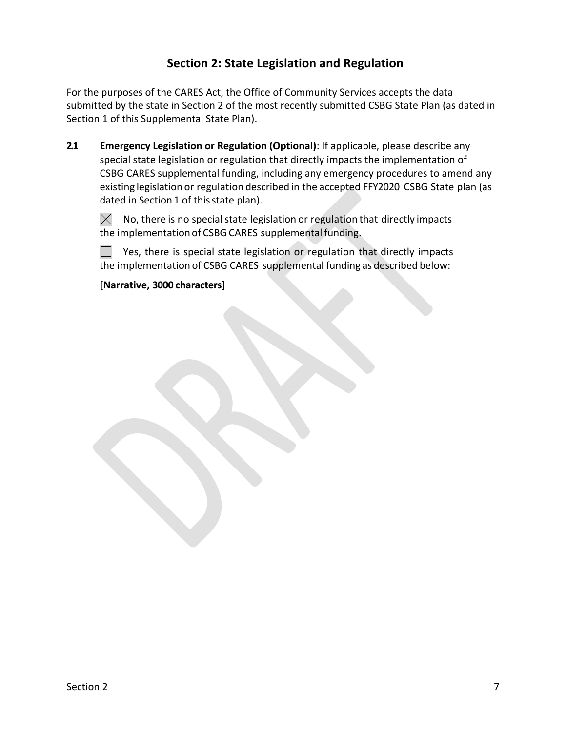## Section 2: State Legislation and Regulation

For the purposes of the CARES Act, the Office of Community Services accepts the data submitted by the state in Section 2 of the most recently submitted CSBG State Plan (as dated in Section 1 of this Supplemental State Plan).

**2.1 Emergency Legislation or Regulation (Optional)**: If applicable, please describe any special state legislation or regulation that directly impacts the implementation of CSBG CARES supplemental funding, including any emergency procedures to amend any existing legislation or regulation described in the accepted FFY2020 CSBG State plan (as dated in Section 1 of this state plan).

☒ No, there is no special state legislation or regulation that directly impacts the implementation of CSBG CARES supplemental funding.

☐ Yes, there is special state legislation or regulation that directly impacts the implementation of CSBG CARES supplemental funding as described below:

**[Narrative, 3000 characters]**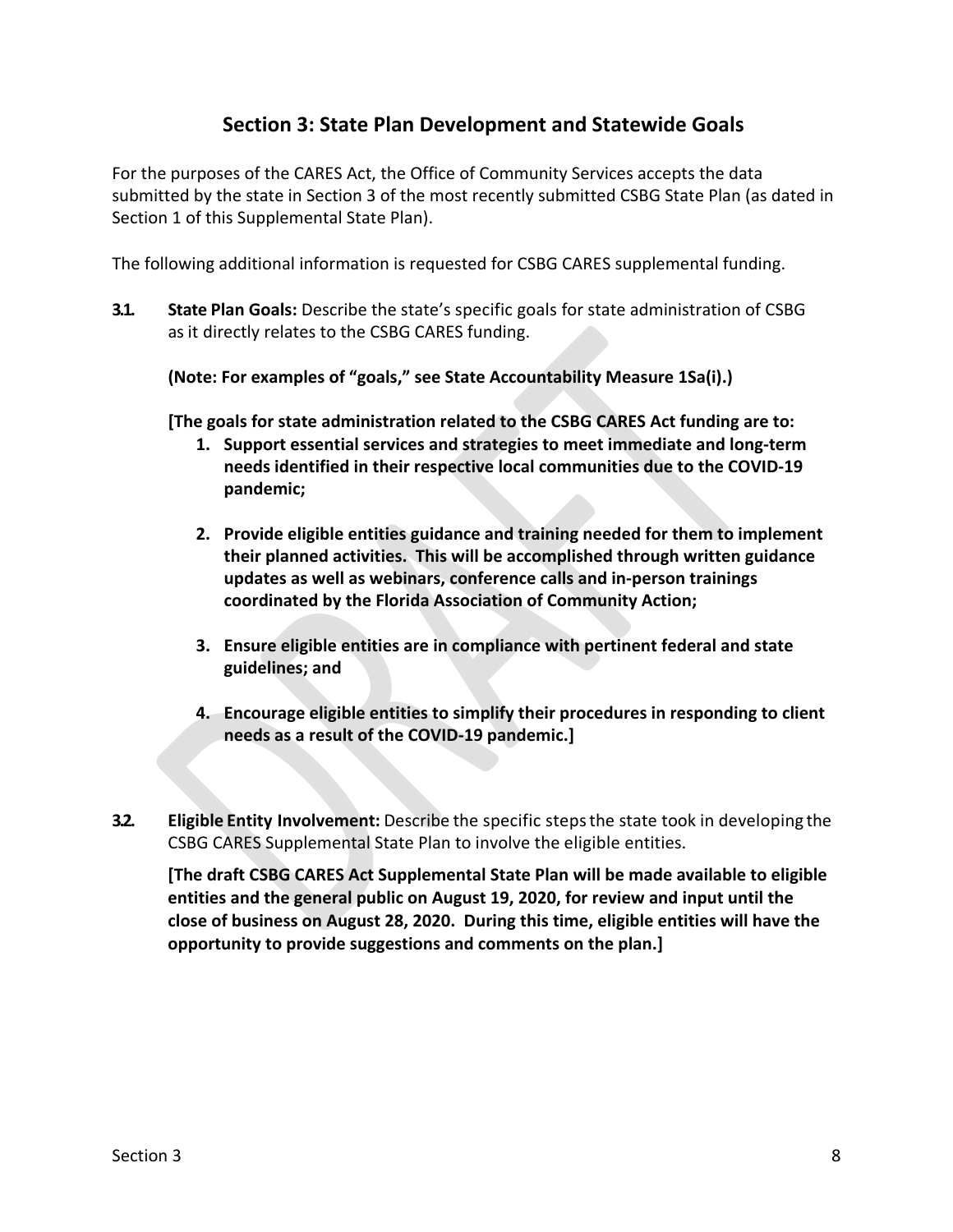## Section 3: State Plan Development and Statewide Goals

For the purposes of the CARES Act, the Office of Community Services accepts the data submitted by the state in Section 3 of the most recently submitted CSBG State Plan (as dated in Section 1 of this Supplemental State Plan).

The following additional information is requested for CSBG CARES supplemental funding.

**3.1. State Plan Goals:** Describe the state's specific goals for state administration of CSBG as it directly relates to the CSBG CARES funding.

**(Note: For examples of "goals," see State Accountability Measure 1Sa(i).)**

**[The goals for state administration related to the CSBG CARES Act funding are to:**

1. **Support essential services and strategies to meet immediate and long-term needs identified in their respective local communities due to the COVID-19 pandemic;**

2. **Provide eligible entities guidance and training needed for them to implement their planned activities. This will be accomplished through written guidance updates as well as webinars, conference calls and in-person trainings coordinated by the Florida Association of Community Action;**

3. **Ensure eligible entities are in compliance with pertinent federal and state guidelines; and**

4. **Encourage eligible entities to simplify their procedures in responding to client needs as a result of the COVID-19 pandemic.]**

**3.2. Eligible Entity Involvement:** Describe the specific steps the state took in developing the CSBG CARES Supplemental State Plan to involve the eligible entities.

**[The draft CSBG CARES Act Supplemental State Plan will be made available to eligible entities and the general public on August 19, 2020, for review and input until the close of business on August 28, 2020. During this time, eligible entities will have the opportunity to provide suggestions and comments on the plan.]**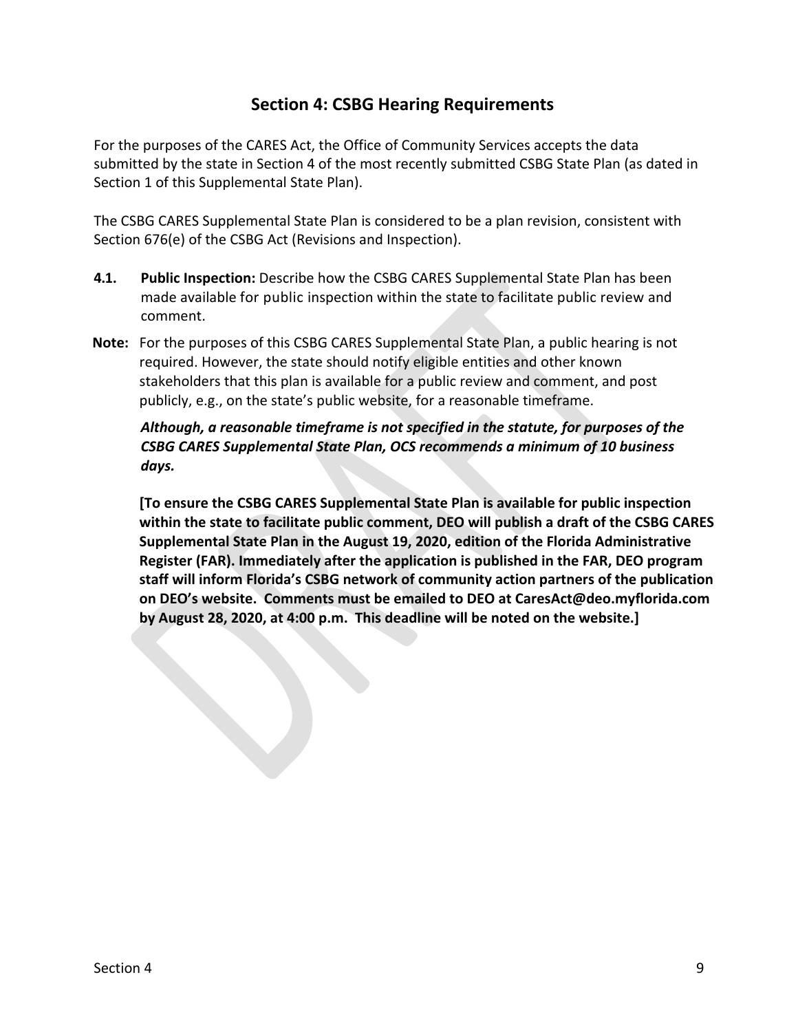## Section 4: CSBG Hearing Requirements

For the purposes of the CARES Act, the Office of Community Services accepts the data submitted by the state in Section 4 of the most recently submitted CSBG State Plan (as dated in Section 1 of this Supplemental State Plan).

The CSBG CARES Supplemental State Plan is considered to be a plan revision, consistent with Section 676(e) of the CSBG Act (Revisions and Inspection).

**4.1. Public Inspection:** Describe how the CSBG CARES Supplemental State Plan has been made available for public inspection within the state to facilitate public review and comment.

**Note:** For the purposes of this CSBG CARES Supplemental State Plan, a public hearing is not required. However, the state should notify eligible entities and other known stakeholders that this plan is available for a public review and comment, and post publicly, e.g., on the state's public website, for a reasonable timeframe.

***Although, a reasonable timeframe is not specified in the statute, for purposes of the CSBG CARES Supplemental State Plan, OCS recommends a minimum of 10 business days.***

**[To ensure the CSBG CARES Supplemental State Plan is available for public inspection within the state to facilitate public comment, DEO will publish a draft of the CSBG CARES Supplemental State Plan in the August 19, 2020, edition of the Florida Administrative Register (FAR). Immediately after the application is published in the FAR, DEO program staff will inform Florida's CSBG network of community action partners of the publication on DEO's website. Comments must be emailed to DEO at CaresAct@deo.myflorida.com by August 28, 2020, at 4:00 p.m. This deadline will be noted on the website.]**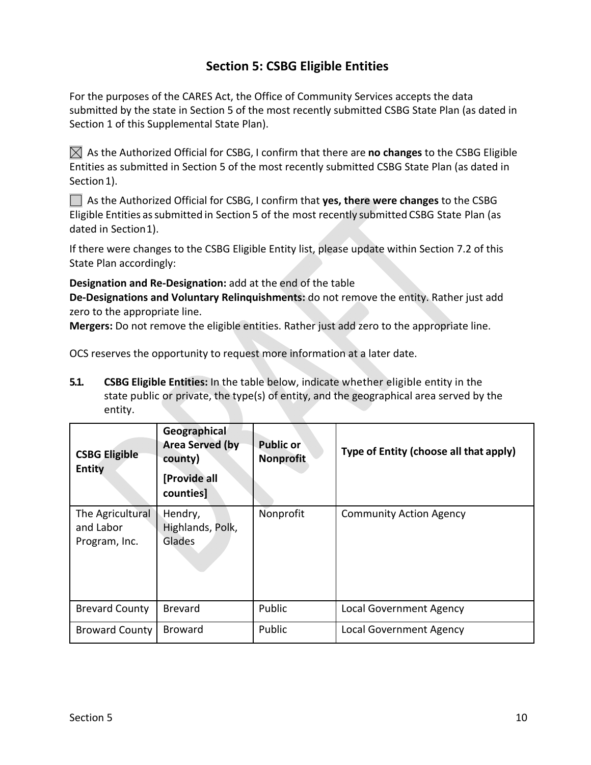## Section 5: CSBG Eligible Entities

For the purposes of the CARES Act, the Office of Community Services accepts the data submitted by the state in Section 5 of the most recently submitted CSBG State Plan (as dated in Section 1 of this Supplemental State Plan).

☒ As the Authorized Official for CSBG, I confirm that there are **no changes** to the CSBG Eligible Entities as submitted in Section 5 of the most recently submitted CSBG State Plan (as dated in Section 1).

☐ As the Authorized Official for CSBG, I confirm that **yes, there were changes** to the CSBG Eligible Entities as submitted in Section 5 of the most recently submitted CSBG State Plan (as dated in Section 1).

If there were changes to the CSBG Eligible Entity list, please update within Section 7.2 of this State Plan accordingly:

**Designation and Re-Designation:** add at the end of the table
**De-Designations and Voluntary Relinquishments:** do not remove the entity. Rather just add zero to the appropriate line.
**Mergers:** Do not remove the eligible entities. Rather just add zero to the appropriate line.

OCS reserves the opportunity to request more information at a later date.

**5.1. CSBG Eligible Entities:** In the table below, indicate whether eligible entity in the state public or private, the type(s) of entity, and the geographical area served by the entity.

| CSBG Eligible Entity | Geographical Area Served (by county) [Provide all counties] | Public or Nonprofit | Type of Entity (choose all that apply) |
|---|---|---|---|
| The Agricultural and Labor Program, Inc. | Hendry, Highlands, Polk, Glades | Nonprofit | Community Action Agency |
| Brevard County | Brevard | Public | Local Government Agency |
| Broward County | Broward | Public | Local Government Agency |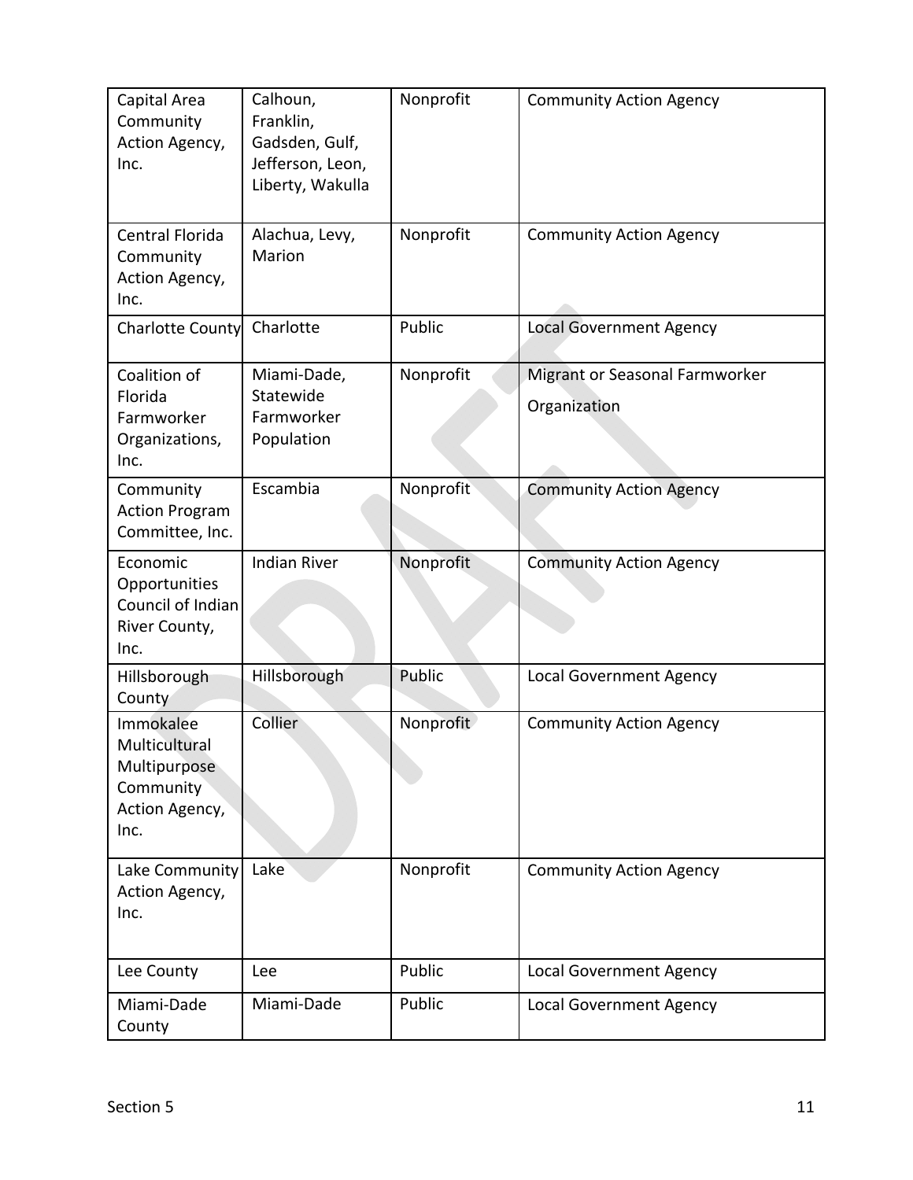| Capital Area Community Action Agency, Inc. | Calhoun, Franklin, Gadsden, Gulf, Jefferson, Leon, Liberty, Wakulla | Nonprofit | Community Action Agency |
|---|---|---|---|
| Central Florida Community Action Agency, Inc. | Alachua, Levy, Marion | Nonprofit | Community Action Agency |
| Charlotte County | Charlotte | Public | Local Government Agency |
| Coalition of Florida Farmworker Organizations, Inc. | Miami-Dade, Statewide Farmworker Population | Nonprofit | Migrant or Seasonal Farmworker Organization |
| Community Action Program Committee, Inc. | Escambia | Nonprofit | Community Action Agency |
| Economic Opportunities Council of Indian River County, Inc. | Indian River | Nonprofit | Community Action Agency |
| Hillsborough County | Hillsborough | Public | Local Government Agency |
| Immokalee Multicultural Multipurpose Community Action Agency, Inc. | Collier | Nonprofit | Community Action Agency |
| Lake Community Action Agency, Inc. | Lake | Nonprofit | Community Action Agency |
| Lee County | Lee | Public | Local Government Agency |
| Miami-Dade County | Miami-Dade | Public | Local Government Agency |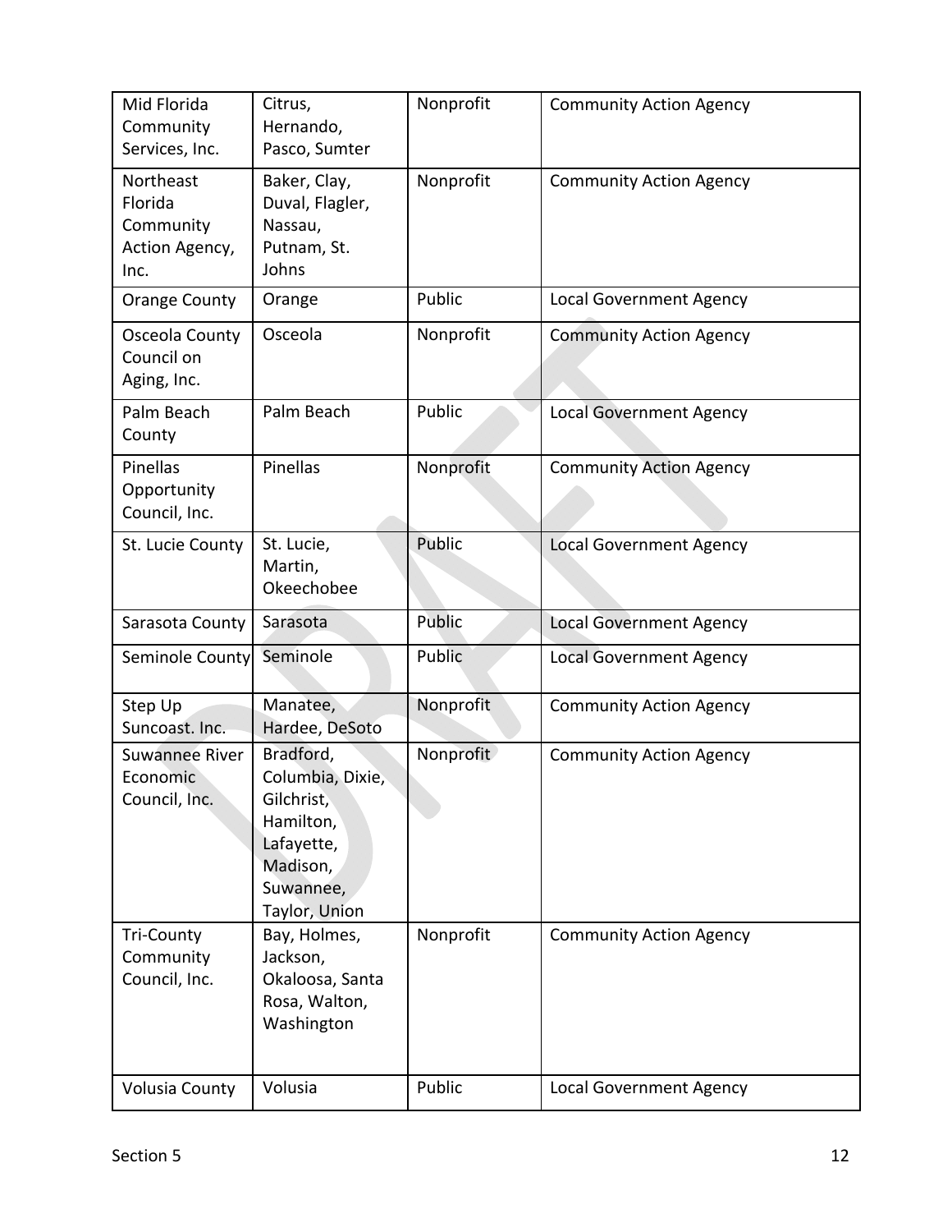| Mid Florida Community Services, Inc. | Citrus, Hernando, Pasco, Sumter | Nonprofit | Community Action Agency |
|---|---|---|---|
| Northeast Florida Community Action Agency, Inc. | Baker, Clay, Duval, Flagler, Nassau, Putnam, St. Johns | Nonprofit | Community Action Agency |
| Orange County | Orange | Public | Local Government Agency |
| Osceola County Council on Aging, Inc. | Osceola | Nonprofit | Community Action Agency |
| Palm Beach County | Palm Beach | Public | Local Government Agency |
| Pinellas Opportunity Council, Inc. | Pinellas | Nonprofit | Community Action Agency |
| St. Lucie County | St. Lucie, Martin, Okeechobee | Public | Local Government Agency |
| Sarasota County | Sarasota | Public | Local Government Agency |
| Seminole County | Seminole | Public | Local Government Agency |
| Step Up Suncoast. Inc. | Manatee, Hardee, DeSoto | Nonprofit | Community Action Agency |
| Suwannee River Economic Council, Inc. | Bradford, Columbia, Dixie, Gilchrist, Hamilton, Lafayette, Madison, Suwannee, Taylor, Union | Nonprofit | Community Action Agency |
| Tri-County Community Council, Inc. | Bay, Holmes, Jackson, Okaloosa, Santa Rosa, Walton, Washington | Nonprofit | Community Action Agency |
| Volusia County | Volusia | Public | Local Government Agency |

Section 5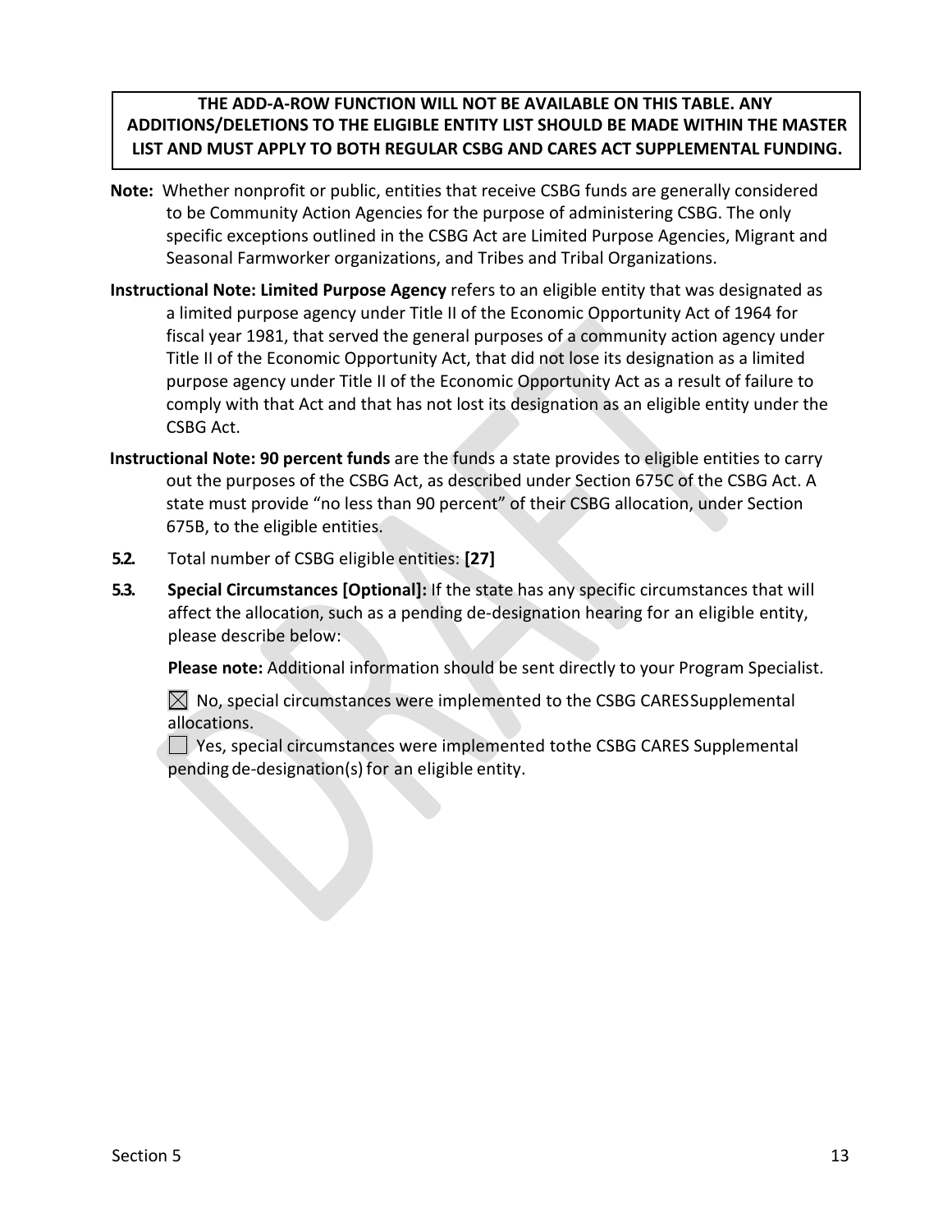**THE ADD-A-ROW FUNCTION WILL NOT BE AVAILABLE ON THIS TABLE. ANY ADDITIONS/DELETIONS TO THE ELIGIBLE ENTITY LIST SHOULD BE MADE WITHIN THE MASTER LIST AND MUST APPLY TO BOTH REGULAR CSBG AND CARES ACT SUPPLEMENTAL FUNDING.**

**Note:** Whether nonprofit or public, entities that receive CSBG funds are generally considered to be Community Action Agencies for the purpose of administering CSBG. The only specific exceptions outlined in the CSBG Act are Limited Purpose Agencies, Migrant and Seasonal Farmworker organizations, and Tribes and Tribal Organizations.

**Instructional Note: Limited Purpose Agency** refers to an eligible entity that was designated as a limited purpose agency under Title II of the Economic Opportunity Act of 1964 for fiscal year 1981, that served the general purposes of a community action agency under Title II of the Economic Opportunity Act, that did not lose its designation as a limited purpose agency under Title II of the Economic Opportunity Act as a result of failure to comply with that Act and that has not lost its designation as an eligible entity under the CSBG Act.

**Instructional Note: 90 percent funds** are the funds a state provides to eligible entities to carry out the purposes of the CSBG Act, as described under Section 675C of the CSBG Act. A state must provide "no less than 90 percent" of their CSBG allocation, under Section 675B, to the eligible entities.

**5.2.** Total number of CSBG eligible entities: **[27]**

**5.3.** **Special Circumstances [Optional]:** If the state has any specific circumstances that will affect the allocation, such as a pending de-designation hearing for an eligible entity, please describe below:

**Please note:** Additional information should be sent directly to your Program Specialist.

☒ No, special circumstances were implemented to the CSBG CARES Supplemental allocations.

☐ Yes, special circumstances were implemented tothe CSBG CARES Supplemental pending de-designation(s) for an eligible entity.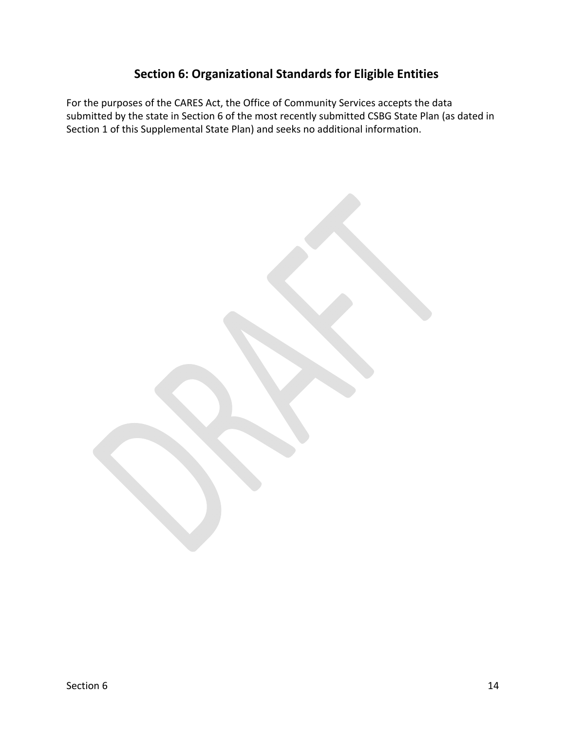## Section 6: Organizational Standards for Eligible Entities

For the purposes of the CARES Act, the Office of Community Services accepts the data submitted by the state in Section 6 of the most recently submitted CSBG State Plan (as dated in Section 1 of this Supplemental State Plan) and seeks no additional information.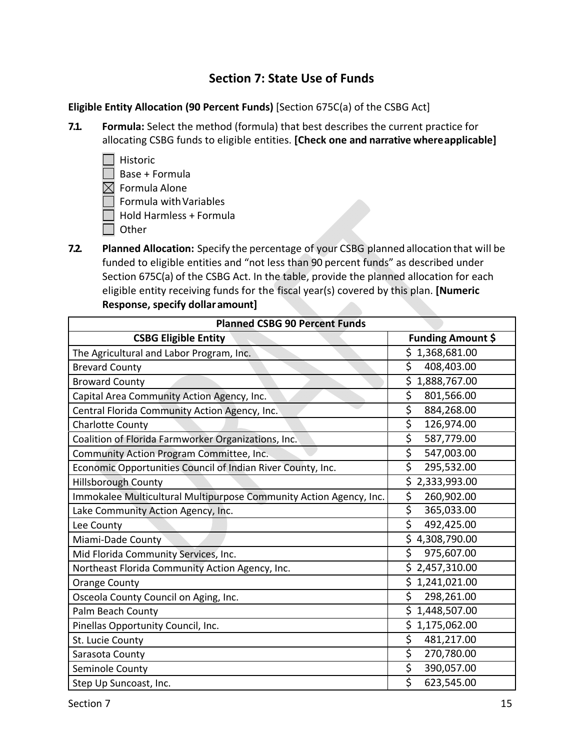## Section 7: State Use of Funds

**Eligible Entity Allocation (90 Percent Funds)** [Section 675C(a) of the CSBG Act]

**7.1. Formula:** Select the method (formula) that best describes the current practice for allocating CSBG funds to eligible entities. **[Check one and narrative where applicable]**

- ☐ Historic
- ☐ Base + Formula
- ☒ Formula Alone
- ☐ Formula with Variables
- ☐ Hold Harmless + Formula
- ☐ Other

**7.2. Planned Allocation:** Specify the percentage of your CSBG planned allocation that will be funded to eligible entities and "not less than 90 percent funds" as described under Section 675C(a) of the CSBG Act. In the table, provide the planned allocation for each eligible entity receiving funds for the fiscal year(s) covered by this plan. **[Numeric Response, specify dollar amount]**

| **Planned CSBG 90 Percent Funds** | |
|---|---|
| **CSBG Eligible Entity** | **Funding Amount $** |
| The Agricultural and Labor Program, Inc. | $ 1,368,681.00 |
| Brevard County | $ 408,403.00 |
| Broward County | $ 1,888,767.00 |
| Capital Area Community Action Agency, Inc. | $ 801,566.00 |
| Central Florida Community Action Agency, Inc. | $ 884,268.00 |
| Charlotte County | $ 126,974.00 |
| Coalition of Florida Farmworker Organizations, Inc. | $ 587,779.00 |
| Community Action Program Committee, Inc. | $ 547,003.00 |
| Economic Opportunities Council of Indian River County, Inc. | $ 295,532.00 |
| Hillsborough County | $ 2,333,993.00 |
| Immokalee Multicultural Multipurpose Community Action Agency, Inc. | $ 260,902.00 |
| Lake Community Action Agency, Inc. | $ 365,033.00 |
| Lee County | $ 492,425.00 |
| Miami-Dade County | $ 4,308,790.00 |
| Mid Florida Community Services, Inc. | $ 975,607.00 |
| Northeast Florida Community Action Agency, Inc. | $ 2,457,310.00 |
| Orange County | $ 1,241,021.00 |
| Osceola County Council on Aging, Inc. | $ 298,261.00 |
| Palm Beach County | $ 1,448,507.00 |
| Pinellas Opportunity Council, Inc. | $ 1,175,062.00 |
| St. Lucie County | $ 481,217.00 |
| Sarasota County | $ 270,780.00 |
| Seminole County | $ 390,057.00 |
| Step Up Suncoast, Inc. | $ 623,545.00 |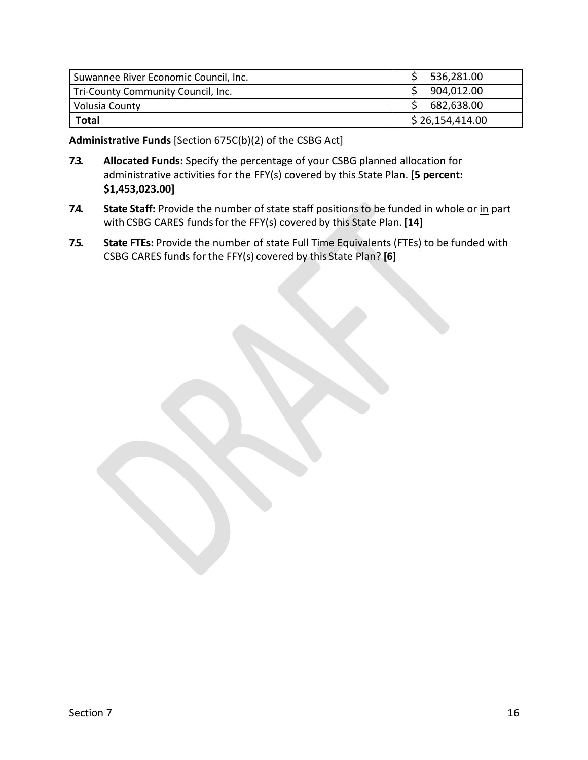| Suwannee River Economic Council, Inc. | $ 536,281.00 |
| --- | --- |
| Tri-County Community Council, Inc. | $ 904,012.00 |
| Volusia County | $ 682,638.00 |
| **Total** | $ 26,154,414.00 |

**Administrative Funds** [Section 675C(b)(2) of the CSBG Act]

**7.3. Allocated Funds:** Specify the percentage of your CSBG planned allocation for administrative activities for the FFY(s) covered by this State Plan. **[5 percent: $1,453,023.00]**

**7.4. State Staff:** Provide the number of state staff positions to be funded in whole or <u>in</u> part with CSBG CARES funds for the FFY(s) covered by this State Plan. **[14]**

**7.5. State FTEs:** Provide the number of state Full Time Equivalents (FTEs) to be funded with CSBG CARES funds for the FFY(s) covered by this State Plan? **[6]**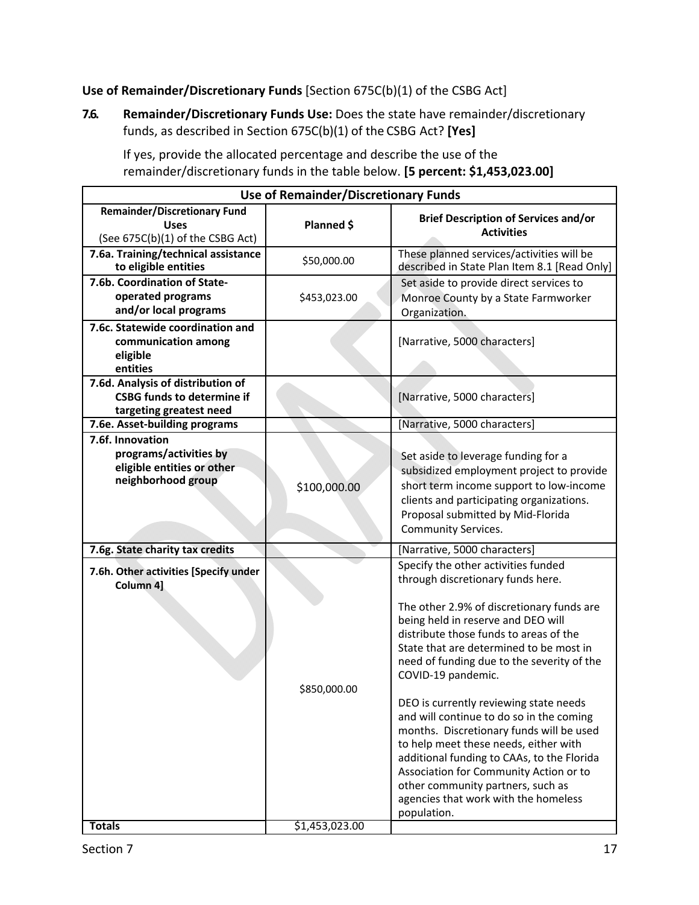**Use of Remainder/Discretionary Funds** [Section 675C(b)(1) of the CSBG Act]

**7.6. Remainder/Discretionary Funds Use:** Does the state have remainder/discretionary funds, as described in Section 675C(b)(1) of the CSBG Act? **[Yes]**

If yes, provide the allocated percentage and describe the use of the remainder/discretionary funds in the table below. **[5 percent: $1,453,023.00]**

| Use of Remainder/Discretionary Funds | | |
|---|---|---|
| **Remainder/Discretionary Fund Uses** (See 675C(b)(1) of the CSBG Act) | **Planned $** | **Brief Description of Services and/or Activities** |
| **7.6a. Training/technical assistance to eligible entities** | $50,000.00 | These planned services/activities will be described in State Plan Item 8.1 [Read Only] |
| **7.6b. Coordination of State-operated programs and/or local programs** | $453,023.00 | Set aside to provide direct services to Monroe County by a State Farmworker Organization. |
| **7.6c. Statewide coordination and communication among eligible entities** | | [Narrative, 5000 characters] |
| **7.6d. Analysis of distribution of CSBG funds to determine if targeting greatest need** | | [Narrative, 5000 characters] |
| **7.6e. Asset-building programs** | | [Narrative, 5000 characters] |
| **7.6f. Innovation programs/activities by eligible entities or other neighborhood group** | $100,000.00 | Set aside to leverage funding for a subsidized employment project to provide short term income support to low-income clients and participating organizations. Proposal submitted by Mid-Florida Community Services. |
| **7.6g. State charity tax credits** | | [Narrative, 5000 characters] |
| **7.6h. Other activities [Specify under Column 4]** | $850,000.00 | Specify the other activities funded through discretionary funds here.<br><br>The other 2.9% of discretionary funds are being held in reserve and DEO will distribute those funds to areas of the State that are determined to be most in need of funding due to the severity of the COVID-19 pandemic.<br><br>DEO is currently reviewing state needs and will continue to do so in the coming months. Discretionary funds will be used to help meet these needs, either with additional funding to CAAs, to the Florida Association for Community Action or to other community partners, such as agencies that work with the homeless population. |
| **Totals** | $1,453,023.00 | |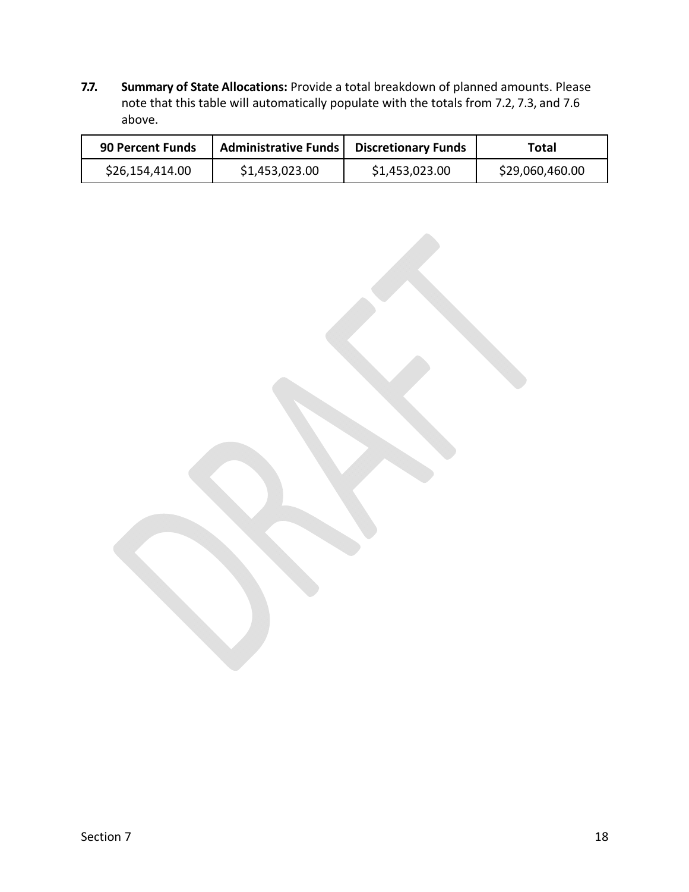**7.7. Summary of State Allocations:** Provide a total breakdown of planned amounts. Please note that this table will automatically populate with the totals from 7.2, 7.3, and 7.6 above.

| 90 Percent Funds | Administrative Funds | Discretionary Funds | Total |
|---|---|---|---|
| $26,154,414.00 | $1,453,023.00 | $1,453,023.00 | $29,060,460.00 |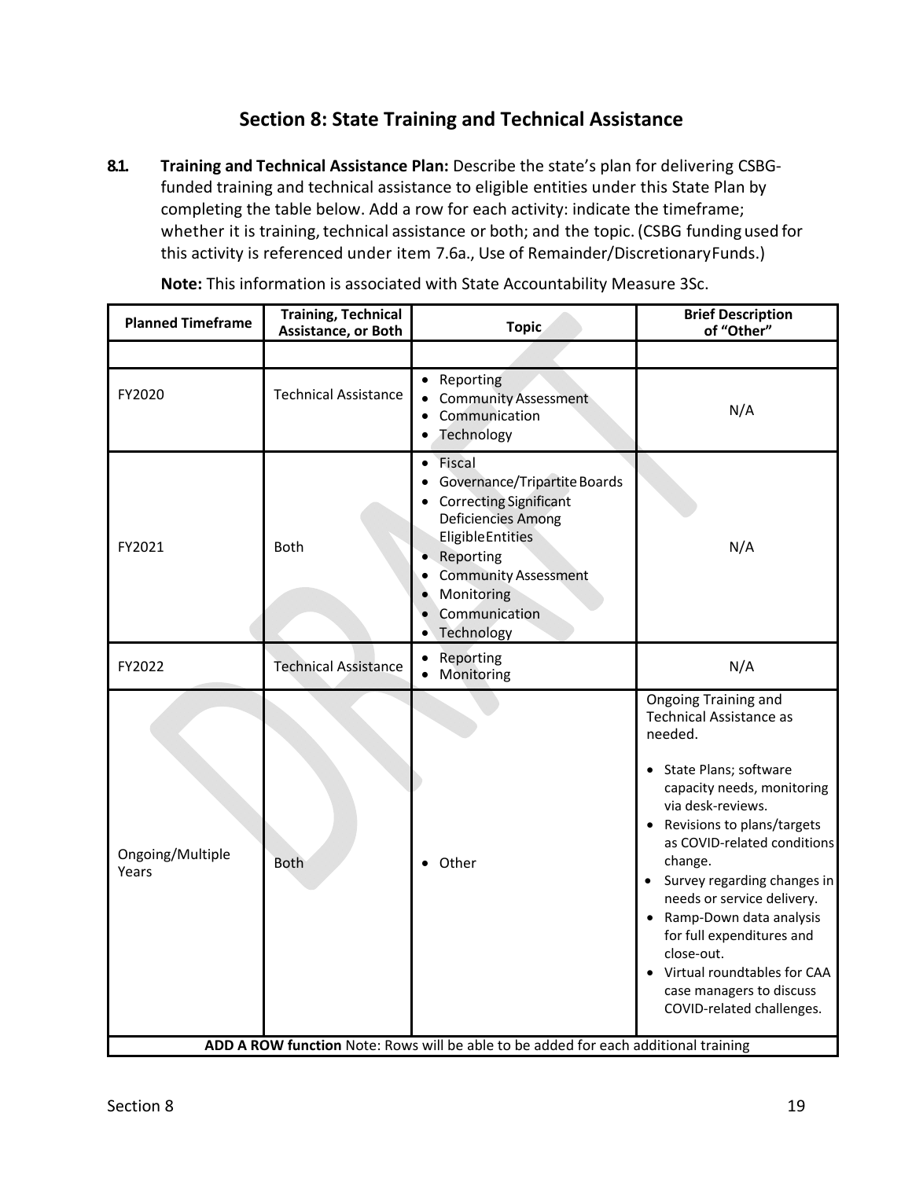## Section 8: State Training and Technical Assistance

**8.1. Training and Technical Assistance Plan:** Describe the state's plan for delivering CSBG-funded training and technical assistance to eligible entities under this State Plan by completing the table below. Add a row for each activity: indicate the timeframe; whether it is training, technical assistance or both; and the topic. (CSBG funding used for this activity is referenced under item 7.6a., Use of Remainder/Discretionary Funds.)

**Note:** This information is associated with State Accountability Measure 3Sc.

| Planned Timeframe | Training, Technical Assistance, or Both | Topic | Brief Description of "Other" |
|---|---|---|---|
| | | | |
| FY2020 | Technical Assistance | • Reporting<br>• Community Assessment<br>• Communication<br>• Technology | N/A |
| FY2021 | Both | • Fiscal<br>• Governance/Tripartite Boards<br>• Correcting Significant Deficiencies Among Eligible Entities<br>• Reporting<br>• Community Assessment<br>• Monitoring<br>• Communication<br>• Technology | N/A |
| FY2022 | Technical Assistance | • Reporting<br>• Monitoring | N/A |
| Ongoing/Multiple Years | Both | • Other | Ongoing Training and Technical Assistance as needed.<br>• State Plans; software capacity needs, monitoring via desk-reviews.<br>• Revisions to plans/targets as COVID-related conditions change.<br>• Survey regarding changes in needs or service delivery.<br>• Ramp-Down data analysis for full expenditures and close-out.<br>• Virtual roundtables for CAA case managers to discuss COVID-related challenges. |

**ADD A ROW function** Note: Rows will be able to be added for each additional training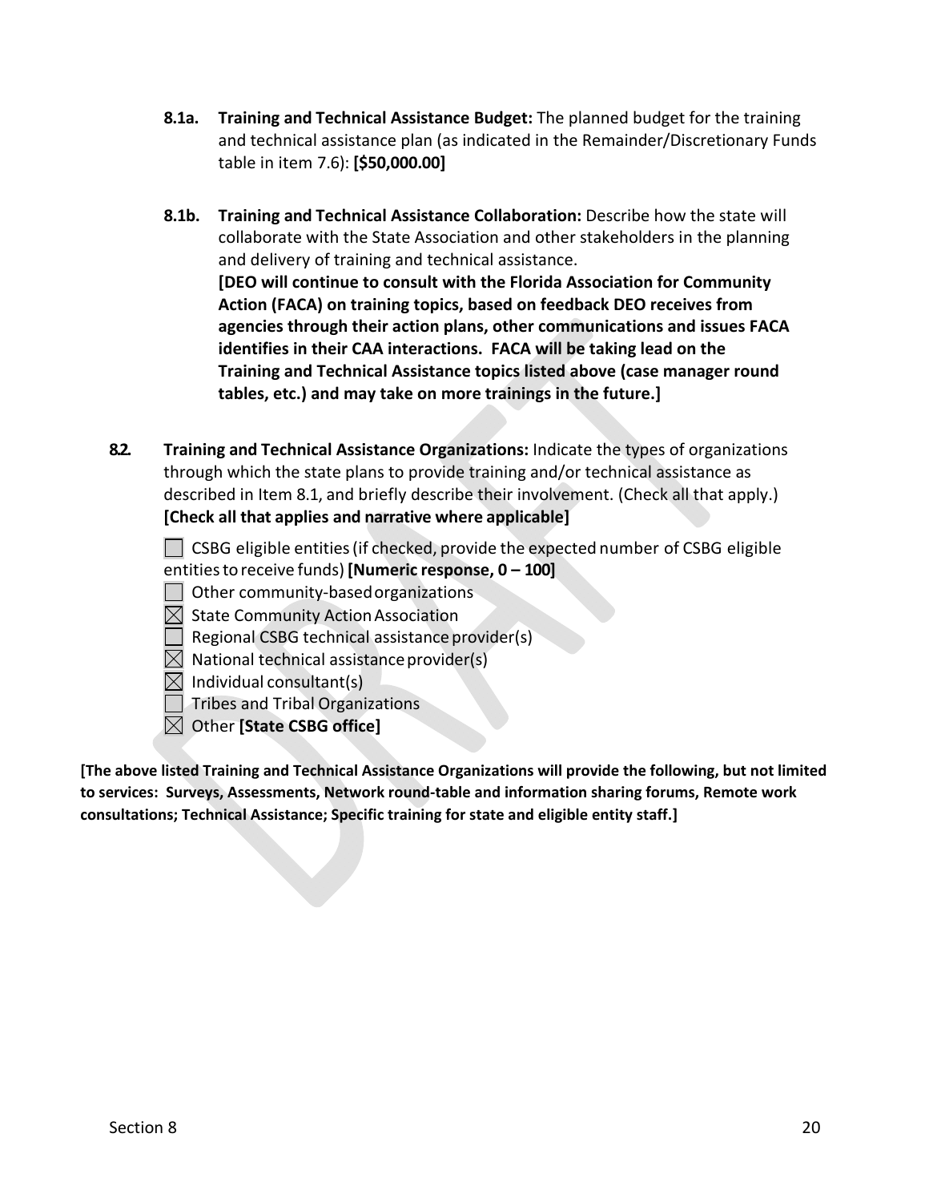**8.1a. Training and Technical Assistance Budget:** The planned budget for the training and technical assistance plan (as indicated in the Remainder/Discretionary Funds table in item 7.6): **[$50,000.00]**

**8.1b. Training and Technical Assistance Collaboration:** Describe how the state will collaborate with the State Association and other stakeholders in the planning and delivery of training and technical assistance.
**[DEO will continue to consult with the Florida Association for Community Action (FACA) on training topics, based on feedback DEO receives from agencies through their action plans, other communications and issues FACA identifies in their CAA interactions. FACA will be taking lead on the Training and Technical Assistance topics listed above (case manager round tables, etc.) and may take on more trainings in the future.]**

**8.2. Training and Technical Assistance Organizations:** Indicate the types of organizations through which the state plans to provide training and/or technical assistance as described in Item 8.1, and briefly describe their involvement. (Check all that apply.)
**[Check all that applies and narrative where applicable]**

- ☐ CSBG eligible entities (if checked, provide the expected number of CSBG eligible entities to receive funds) **[Numeric response, 0 – 100]**
- ☐ Other community-based organizations
- ☒ State Community Action Association
- ☐ Regional CSBG technical assistance provider(s)
- ☒ National technical assistance provider(s)
- ☒ Individual consultant(s)
- ☐ Tribes and Tribal Organizations
- ☒ Other **[State CSBG office]**

**[The above listed Training and Technical Assistance Organizations will provide the following, but not limited to services: Surveys, Assessments, Network round-table and information sharing forums, Remote work consultations; Technical Assistance; Specific training for state and eligible entity staff.]**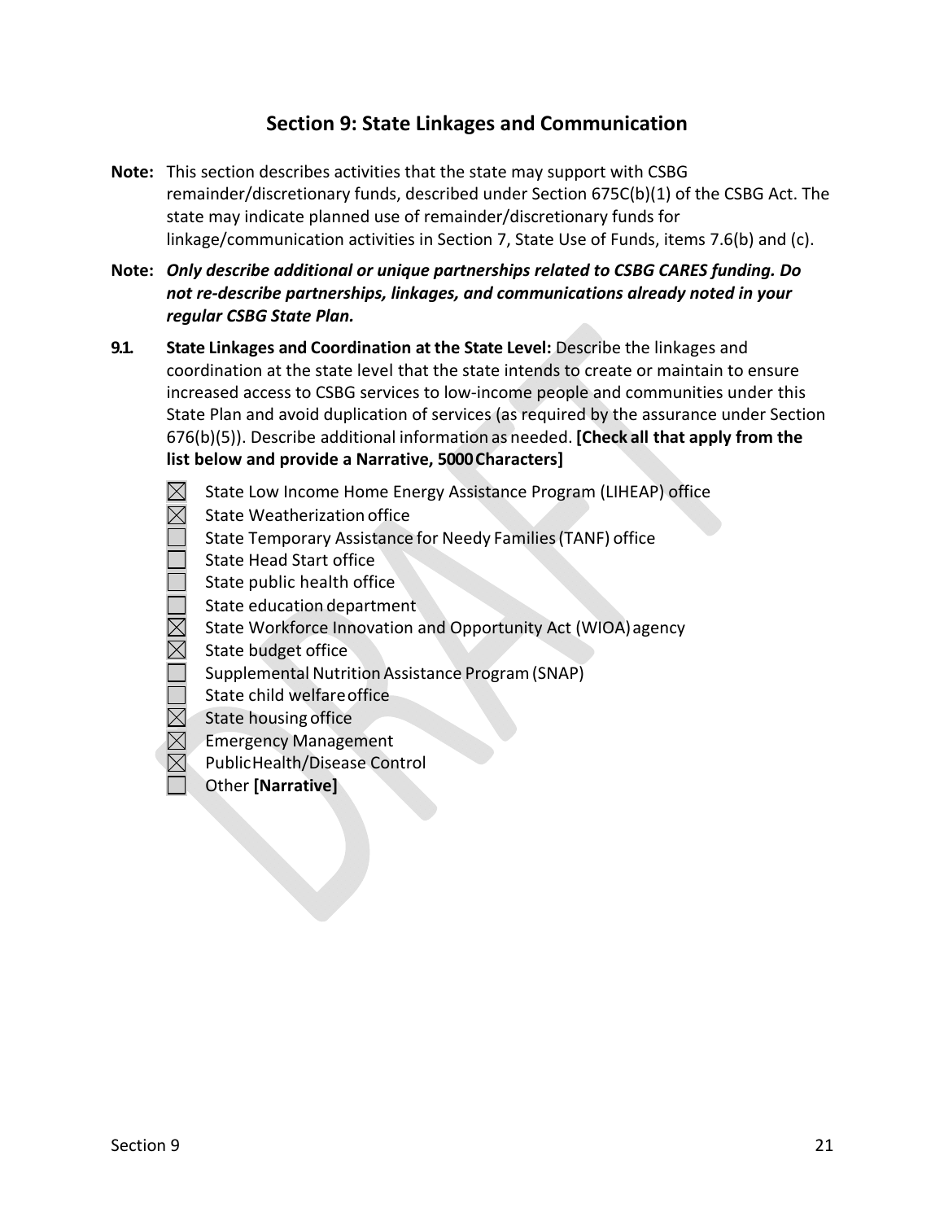## Section 9: State Linkages and Communication

**Note:** This section describes activities that the state may support with CSBG remainder/discretionary funds, described under Section 675C(b)(1) of the CSBG Act. The state may indicate planned use of remainder/discretionary funds for linkage/communication activities in Section 7, State Use of Funds, items 7.6(b) and (c).

**Note:** ***Only describe additional or unique partnerships related to CSBG CARES funding. Do not re-describe partnerships, linkages, and communications already noted in your regular CSBG State Plan.***

**9.1. State Linkages and Coordination at the State Level:** Describe the linkages and coordination at the state level that the state intends to create or maintain to ensure increased access to CSBG services to low-income people and communities under this State Plan and avoid duplication of services (as required by the assurance under Section 676(b)(5)). Describe additional information as needed. **[Check all that apply from the list below and provide a Narrative, 5000 Characters]**

- [x] State Low Income Home Energy Assistance Program (LIHEAP) office
- [x] State Weatherization office
- [ ] State Temporary Assistance for Needy Families (TANF) office
- [ ] State Head Start office
- [ ] State public health office
- [ ] State education department
- [x] State Workforce Innovation and Opportunity Act (WIOA) agency
- [x] State budget office
- [ ] Supplemental Nutrition Assistance Program (SNAP)
- [ ] State child welfare office
- [x] State housing office
- [x] Emergency Management
- [x] Public Health/Disease Control
- [ ] Other **[Narrative]**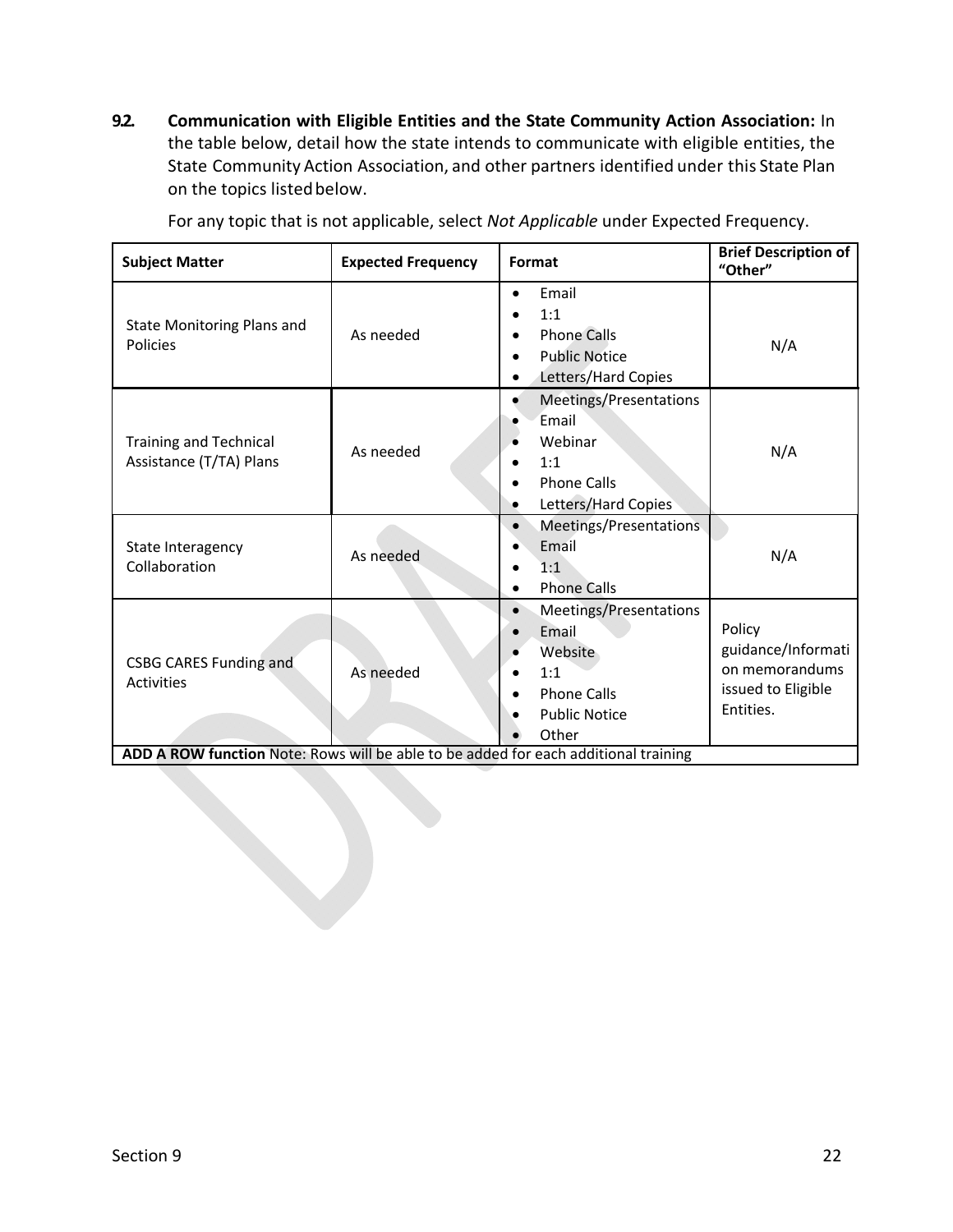**9.2. Communication with Eligible Entities and the State Community Action Association:** In the table below, detail how the state intends to communicate with eligible entities, the State Community Action Association, and other partners identified under this State Plan on the topics listed below.

For any topic that is not applicable, select *Not Applicable* under Expected Frequency.

| Subject Matter | Expected Frequency | Format | Brief Description of "Other" |
|---|---|---|---|
| State Monitoring Plans and Policies | As needed | • Email<br>• 1:1<br>• Phone Calls<br>• Public Notice<br>• Letters/Hard Copies | N/A |
| Training and Technical Assistance (T/TA) Plans | As needed | • Meetings/Presentations<br>• Email<br>• Webinar<br>• 1:1<br>• Phone Calls<br>• Letters/Hard Copies | N/A |
| State Interagency Collaboration | As needed | • Meetings/Presentations<br>• Email<br>• 1:1<br>• Phone Calls | N/A |
| CSBG CARES Funding and Activities | As needed | • Meetings/Presentations<br>• Email<br>• Website<br>• 1:1<br>• Phone Calls<br>• Public Notice<br>• Other | Policy guidance/Information memorandums issued to Eligible Entities. |
| **ADD A ROW function** Note: Rows will be able to be added for each additional training | | | |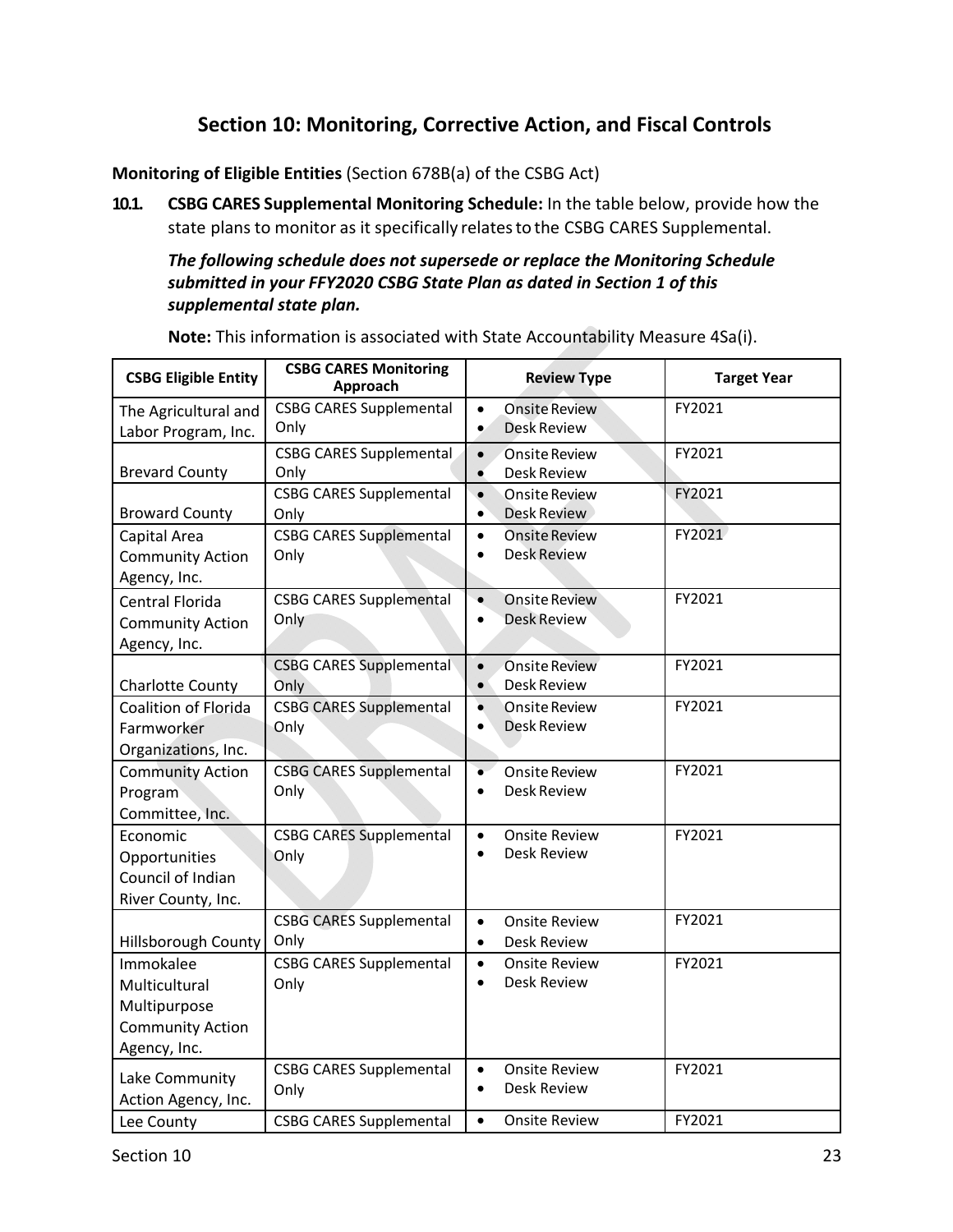## Section 10: Monitoring, Corrective Action, and Fiscal Controls

**Monitoring of Eligible Entities** (Section 678B(a) of the CSBG Act)

**10.1. CSBG CARES Supplemental Monitoring Schedule:** In the table below, provide how the state plans to monitor as it specifically relates to the CSBG CARES Supplemental.

***The following schedule does not supersede or replace the Monitoring Schedule submitted in your FFY2020 CSBG State Plan as dated in Section 1 of this supplemental state plan.***

**Note:** This information is associated with State Accountability Measure 4Sa(i).

| CSBG Eligible Entity | CSBG CARES Monitoring Approach | Review Type | Target Year |
|---|---|---|---|
| The Agricultural and Labor Program, Inc. | CSBG CARES Supplemental Only | • Onsite Review<br>• Desk Review | FY2021 |
| Brevard County | CSBG CARES Supplemental Only | • Onsite Review<br>• Desk Review | FY2021 |
| Broward County | CSBG CARES Supplemental Only | • Onsite Review<br>• Desk Review | FY2021 |
| Capital Area Community Action Agency, Inc. | CSBG CARES Supplemental Only | • Onsite Review<br>• Desk Review | FY2021 |
| Central Florida Community Action Agency, Inc. | CSBG CARES Supplemental Only | • Onsite Review<br>• Desk Review | FY2021 |
| Charlotte County | CSBG CARES Supplemental Only | • Onsite Review<br>• Desk Review | FY2021 |
| Coalition of Florida Farmworker Organizations, Inc. | CSBG CARES Supplemental Only | • Onsite Review<br>• Desk Review | FY2021 |
| Community Action Program Committee, Inc. | CSBG CARES Supplemental Only | • Onsite Review<br>• Desk Review | FY2021 |
| Economic Opportunities Council of Indian River County, Inc. | CSBG CARES Supplemental Only | • Onsite Review<br>• Desk Review | FY2021 |
| Hillsborough County | CSBG CARES Supplemental Only | • Onsite Review<br>• Desk Review | FY2021 |
| Immokalee Multicultural Multipurpose Community Action Agency, Inc. | CSBG CARES Supplemental Only | • Onsite Review<br>• Desk Review | FY2021 |
| Lake Community Action Agency, Inc. | CSBG CARES Supplemental Only | • Onsite Review<br>• Desk Review | FY2021 |
| Lee County | CSBG CARES Supplemental | • Onsite Review | FY2021 |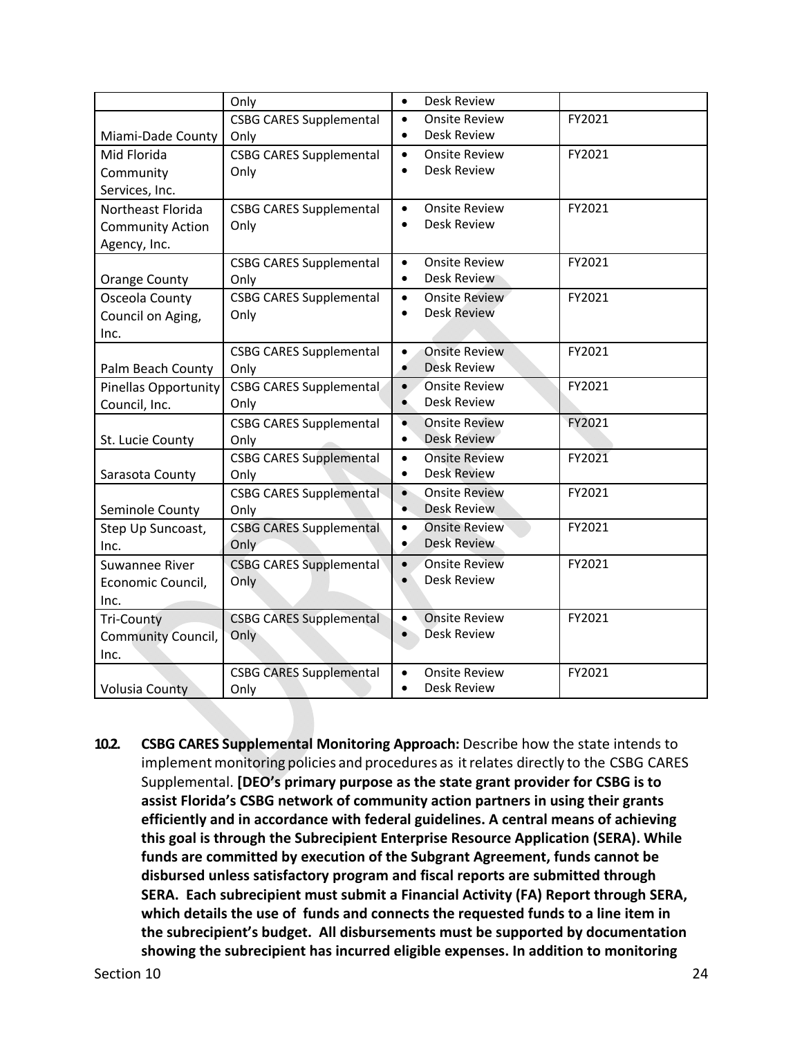| | Only | • Desk Review | |
|---|---|---|---|
| Miami-Dade County | CSBG CARES Supplemental Only | • Onsite Review<br>• Desk Review | FY2021 |
| Mid Florida Community Services, Inc. | CSBG CARES Supplemental Only | • Onsite Review<br>• Desk Review | FY2021 |
| Northeast Florida Community Action Agency, Inc. | CSBG CARES Supplemental Only | • Onsite Review<br>• Desk Review | FY2021 |
| Orange County | CSBG CARES Supplemental Only | • Onsite Review<br>• Desk Review | FY2021 |
| Osceola County Council on Aging, Inc. | CSBG CARES Supplemental Only | • Onsite Review<br>• Desk Review | FY2021 |
| Palm Beach County | CSBG CARES Supplemental Only | • Onsite Review<br>• Desk Review | FY2021 |
| Pinellas Opportunity Council, Inc. | CSBG CARES Supplemental Only | • Onsite Review<br>• Desk Review | FY2021 |
| St. Lucie County | CSBG CARES Supplemental Only | • Onsite Review<br>• Desk Review | FY2021 |
| Sarasota County | CSBG CARES Supplemental Only | • Onsite Review<br>• Desk Review | FY2021 |
| Seminole County | CSBG CARES Supplemental Only | • Onsite Review<br>• Desk Review | FY2021 |
| Step Up Suncoast, Inc. | CSBG CARES Supplemental Only | • Onsite Review<br>• Desk Review | FY2021 |
| Suwannee River Economic Council, Inc. | CSBG CARES Supplemental Only | • Onsite Review<br>• Desk Review | FY2021 |
| Tri-County Community Council, Inc. | CSBG CARES Supplemental Only | • Onsite Review<br>• Desk Review | FY2021 |
| Volusia County | CSBG CARES Supplemental Only | • Onsite Review<br>• Desk Review | FY2021 |

**10.2. CSBG CARES Supplemental Monitoring Approach:** Describe how the state intends to implement monitoring policies and procedures as it relates directly to the CSBG CARES Supplemental. **[DEO's primary purpose as the state grant provider for CSBG is to assist Florida's CSBG network of community action partners in using their grants efficiently and in accordance with federal guidelines. A central means of achieving this goal is through the Subrecipient Enterprise Resource Application (SERA). While funds are committed by execution of the Subgrant Agreement, funds cannot be disbursed unless satisfactory program and fiscal reports are submitted through SERA. Each subrecipient must submit a Financial Activity (FA) Report through SERA, which details the use of funds and connects the requested funds to a line item in the subrecipient's budget. All disbursements must be supported by documentation showing the subrecipient has incurred eligible expenses. In addition to monitoring**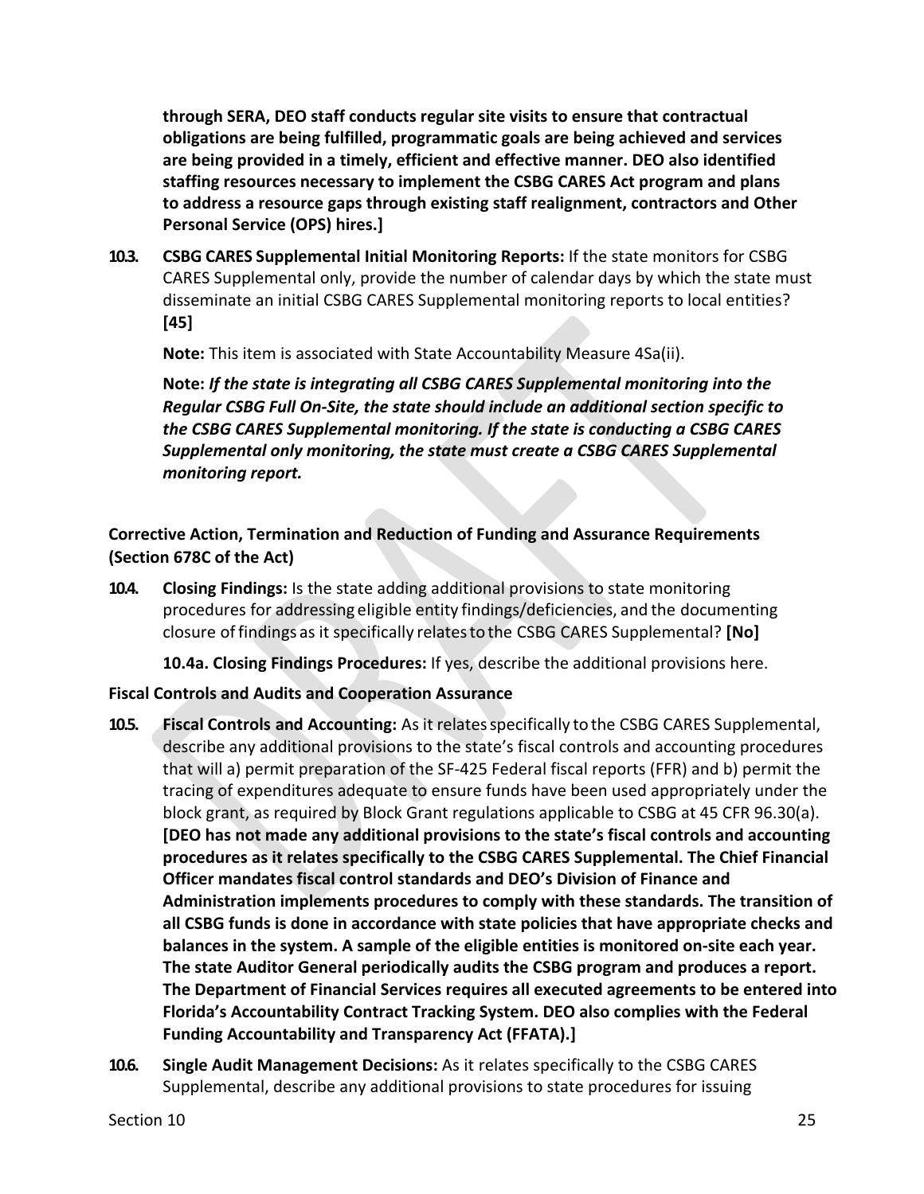**through SERA, DEO staff conducts regular site visits to ensure that contractual obligations are being fulfilled, programmatic goals are being achieved and services are being provided in a timely, efficient and effective manner. DEO also identified staffing resources necessary to implement the CSBG CARES Act program and plans to address a resource gaps through existing staff realignment, contractors and Other Personal Service (OPS) hires.]**

**10.3. CSBG CARES Supplemental Initial Monitoring Reports:** If the state monitors for CSBG CARES Supplemental only, provide the number of calendar days by which the state must disseminate an initial CSBG CARES Supplemental monitoring reports to local entities? **[45]**

**Note:** This item is associated with State Accountability Measure 4Sa(ii).

**Note:** ***If the state is integrating all CSBG CARES Supplemental monitoring into the Regular CSBG Full On-Site, the state should include an additional section specific to the CSBG CARES Supplemental monitoring. If the state is conducting a CSBG CARES Supplemental only monitoring, the state must create a CSBG CARES Supplemental monitoring report.***

**Corrective Action, Termination and Reduction of Funding and Assurance Requirements (Section 678C of the Act)**

**10.4. Closing Findings:** Is the state adding additional provisions to state monitoring procedures for addressing eligible entity findings/deficiencies, and the documenting closure of findings as it specifically relates to the CSBG CARES Supplemental? **[No]**

**10.4a. Closing Findings Procedures:** If yes, describe the additional provisions here.

**Fiscal Controls and Audits and Cooperation Assurance**

**10.5. Fiscal Controls and Accounting:** As it relates specifically to the CSBG CARES Supplemental, describe any additional provisions to the state's fiscal controls and accounting procedures that will a) permit preparation of the SF-425 Federal fiscal reports (FFR) and b) permit the tracing of expenditures adequate to ensure funds have been used appropriately under the block grant, as required by Block Grant regulations applicable to CSBG at 45 CFR 96.30(a). **[DEO has not made any additional provisions to the state's fiscal controls and accounting procedures as it relates specifically to the CSBG CARES Supplemental. The Chief Financial Officer mandates fiscal control standards and DEO's Division of Finance and Administration implements procedures to comply with these standards. The transition of all CSBG funds is done in accordance with state policies that have appropriate checks and balances in the system. A sample of the eligible entities is monitored on-site each year. The state Auditor General periodically audits the CSBG program and produces a report. The Department of Financial Services requires all executed agreements to be entered into Florida's Accountability Contract Tracking System. DEO also complies with the Federal Funding Accountability and Transparency Act (FFATA).]**

**10.6. Single Audit Management Decisions:** As it relates specifically to the CSBG CARES Supplemental, describe any additional provisions to state procedures for issuing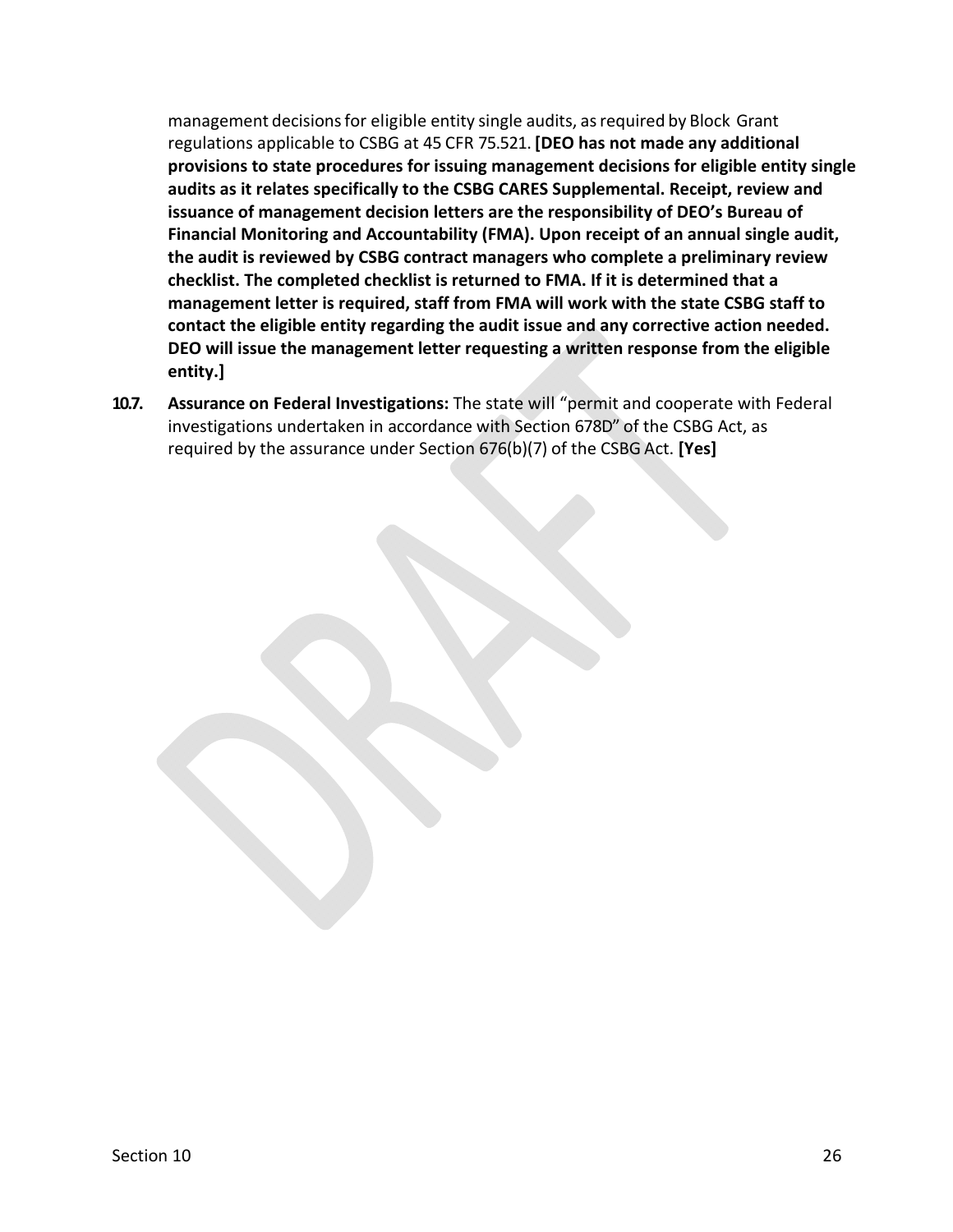management decisions for eligible entity single audits, as required by Block Grant regulations applicable to CSBG at 45 CFR 75.521. **[DEO has not made any additional provisions to state procedures for issuing management decisions for eligible entity single audits as it relates specifically to the CSBG CARES Supplemental. Receipt, review and issuance of management decision letters are the responsibility of DEO's Bureau of Financial Monitoring and Accountability (FMA). Upon receipt of an annual single audit, the audit is reviewed by CSBG contract managers who complete a preliminary review checklist. The completed checklist is returned to FMA. If it is determined that a management letter is required, staff from FMA will work with the state CSBG staff to contact the eligible entity regarding the audit issue and any corrective action needed. DEO will issue the management letter requesting a written response from the eligible entity.]**

**10.7. Assurance on Federal Investigations:** The state will "permit and cooperate with Federal investigations undertaken in accordance with Section 678D" of the CSBG Act, as required by the assurance under Section 676(b)(7) of the CSBG Act. **[Yes]**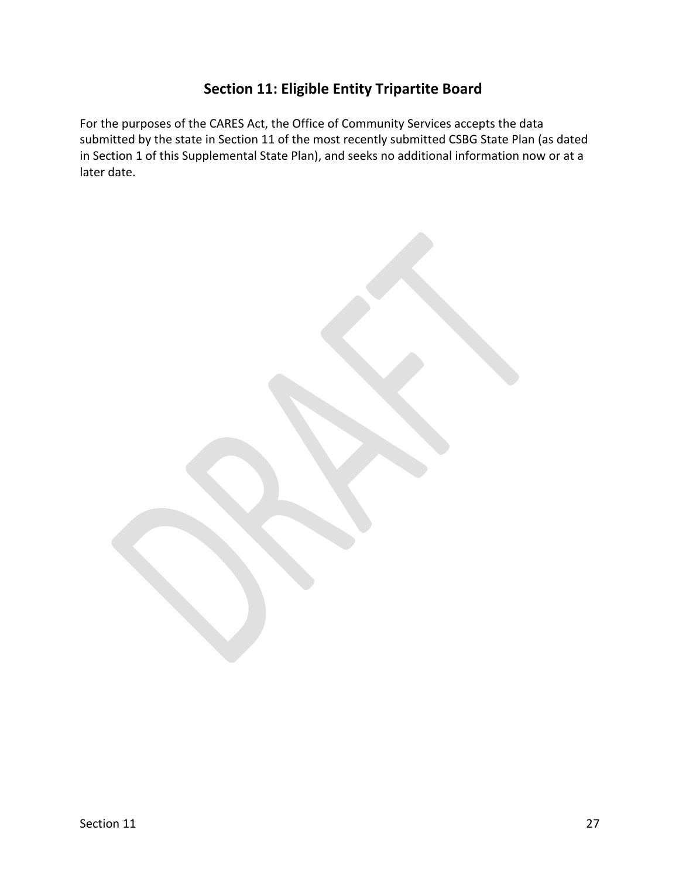## Section 11: Eligible Entity Tripartite Board

For the purposes of the CARES Act, the Office of Community Services accepts the data submitted by the state in Section 11 of the most recently submitted CSBG State Plan (as dated in Section 1 of this Supplemental State Plan), and seeks no additional information now or at a later date.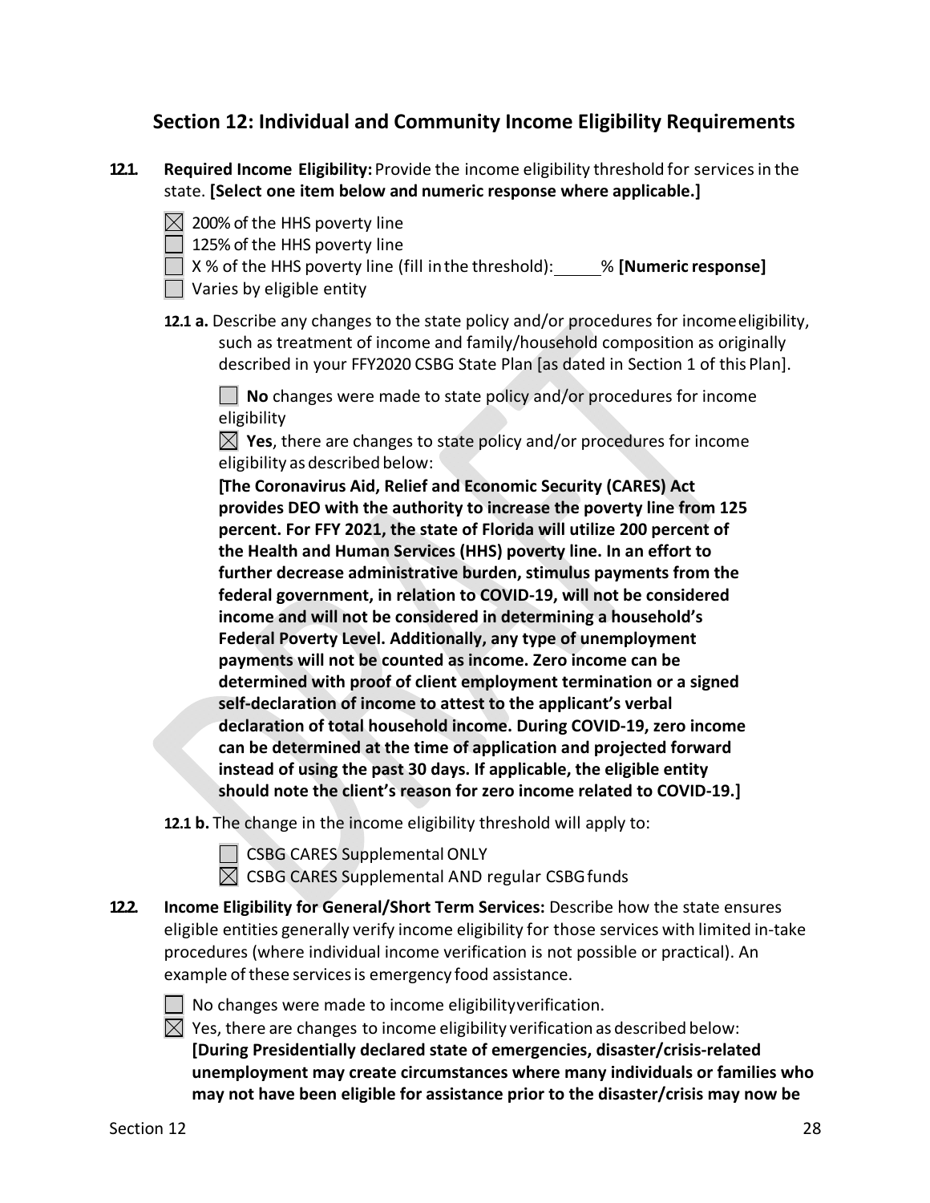## Section 12: Individual and Community Income Eligibility Requirements

**12.1. Required Income Eligibility:** Provide the income eligibility threshold for services in the state. **[Select one item below and numeric response where applicable.]**

☒ 200% of the HHS poverty line
☐ 125% of the HHS poverty line
☐ X % of the HHS poverty line (fill in the threshold): _____% **[Numeric response]**
☐ Varies by eligible entity

**12.1 a.** Describe any changes to the state policy and/or procedures for income eligibility, such as treatment of income and family/household composition as originally described in your FFY2020 CSBG State Plan [as dated in Section 1 of this Plan].

☐ **No** changes were made to state policy and/or procedures for income eligibility

☒ **Yes**, there are changes to state policy and/or procedures for income eligibility as described below:

**[The Coronavirus Aid, Relief and Economic Security (CARES) Act provides DEO with the authority to increase the poverty line from 125 percent. For FFY 2021, the state of Florida will utilize 200 percent of the Health and Human Services (HHS) poverty line. In an effort to further decrease administrative burden, stimulus payments from the federal government, in relation to COVID-19, will not be considered income and will not be considered in determining a household's Federal Poverty Level. Additionally, any type of unemployment payments will not be counted as income. Zero income can be determined with proof of client employment termination or a signed self-declaration of income to attest to the applicant's verbal declaration of total household income. During COVID-19, zero income can be determined at the time of application and projected forward instead of using the past 30 days. If applicable, the eligible entity should note the client's reason for zero income related to COVID-19.]**

**12.1 b.** The change in the income eligibility threshold will apply to:

☐ CSBG CARES Supplemental ONLY
☒ CSBG CARES Supplemental AND regular CSBG funds

**12.2. Income Eligibility for General/Short Term Services:** Describe how the state ensures eligible entities generally verify income eligibility for those services with limited in-take procedures (where individual income verification is not possible or practical). An example of these services is emergency food assistance.

☐ No changes were made to income eligibility verification.
☒ Yes, there are changes to income eligibility verification as described below:
**[During Presidentially declared state of emergencies, disaster/crisis-related unemployment may create circumstances where many individuals or families who may not have been eligible for assistance prior to the disaster/crisis may now be**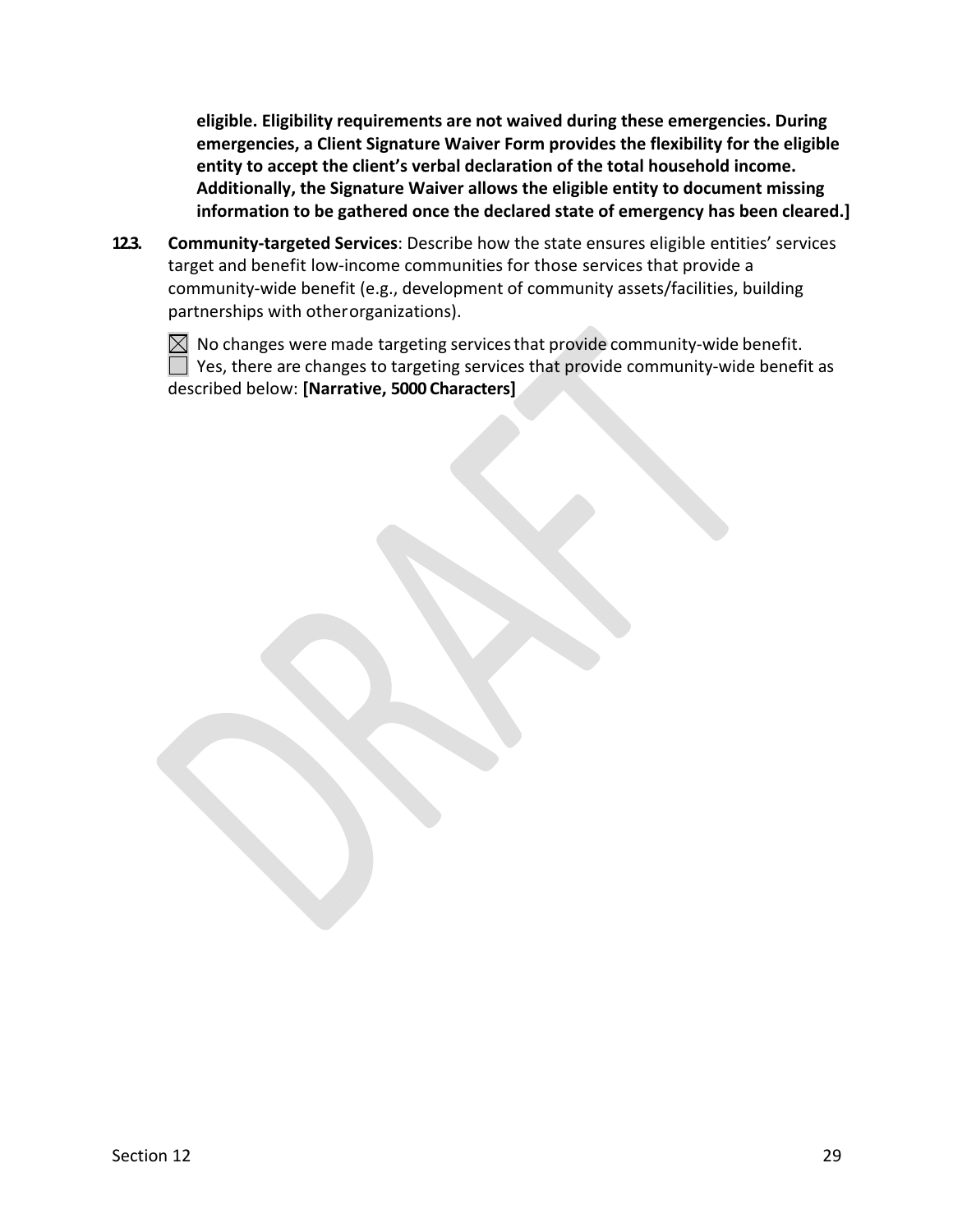**eligible. Eligibility requirements are not waived during these emergencies. During emergencies, a Client Signature Waiver Form provides the flexibility for the eligible entity to accept the client's verbal declaration of the total household income. Additionally, the Signature Waiver allows the eligible entity to document missing information to be gathered once the declared state of emergency has been cleared.]**

**12.3. Community-targeted Services**: Describe how the state ensures eligible entities' services target and benefit low-income communities for those services that provide a community-wide benefit (e.g., development of community assets/facilities, building partnerships with other organizations).

☒ No changes were made targeting services that provide community-wide benefit.
☐ Yes, there are changes to targeting services that provide community-wide benefit as described below: **[Narrative, 5000 Characters]**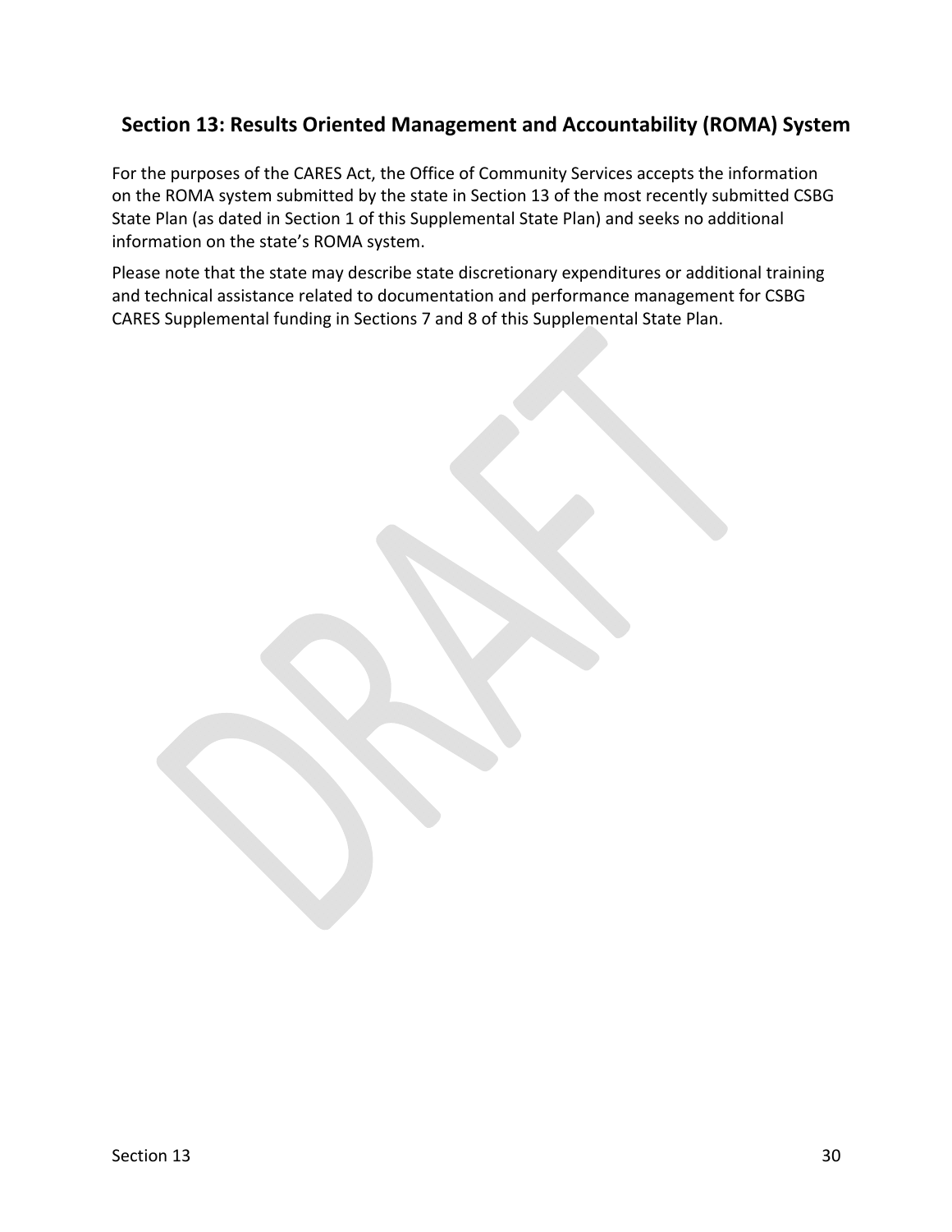## Section 13: Results Oriented Management and Accountability (ROMA) System

For the purposes of the CARES Act, the Office of Community Services accepts the information on the ROMA system submitted by the state in Section 13 of the most recently submitted CSBG State Plan (as dated in Section 1 of this Supplemental State Plan) and seeks no additional information on the state's ROMA system.

Please note that the state may describe state discretionary expenditures or additional training and technical assistance related to documentation and performance management for CSBG CARES Supplemental funding in Sections 7 and 8 of this Supplemental State Plan.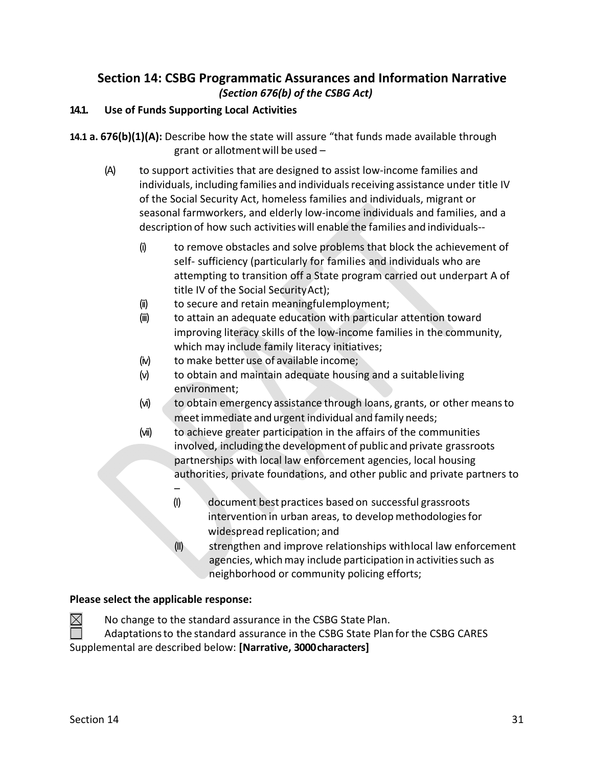## Section 14: CSBG Programmatic Assurances and Information Narrative
*(Section 676(b) of the CSBG Act)*

### 14.1. Use of Funds Supporting Local Activities

**14.1 a. 676(b)(1)(A):** Describe how the state will assure "that funds made available through grant or allotment will be used –

(A) to support activities that are designed to assist low-income families and individuals, including families and individuals receiving assistance under title IV of the Social Security Act, homeless families and individuals, migrant or seasonal farmworkers, and elderly low-income individuals and families, and a description of how such activities will enable the families and individuals--

- (i) to remove obstacles and solve problems that block the achievement of self- sufficiency (particularly for families and individuals who are attempting to transition off a State program carried out underpart A of title IV of the Social Security Act);
- (ii) to secure and retain meaningful employment;
- (iii) to attain an adequate education with particular attention toward improving literacy skills of the low-income families in the community, which may include family literacy initiatives;
- (iv) to make better use of available income;
- (v) to obtain and maintain adequate housing and a suitable living environment;
- (vi) to obtain emergency assistance through loans, grants, or other means to meet immediate and urgent individual and family needs;
- (vii) to achieve greater participation in the affairs of the communities involved, including the development of public and private grassroots partnerships with local law enforcement agencies, local housing authorities, private foundations, and other public and private partners to –
  - (I) document best practices based on successful grassroots intervention in urban areas, to develop methodologies for widespread replication; and
  - (II) strengthen and improve relationships with local law enforcement agencies, which may include participation in activities such as neighborhood or community policing efforts;

**Please select the applicable response:**

☒ No change to the standard assurance in the CSBG State Plan.

☐ Adaptations to the standard assurance in the CSBG State Plan for the CSBG CARES Supplemental are described below: **[Narrative, 3000 characters]**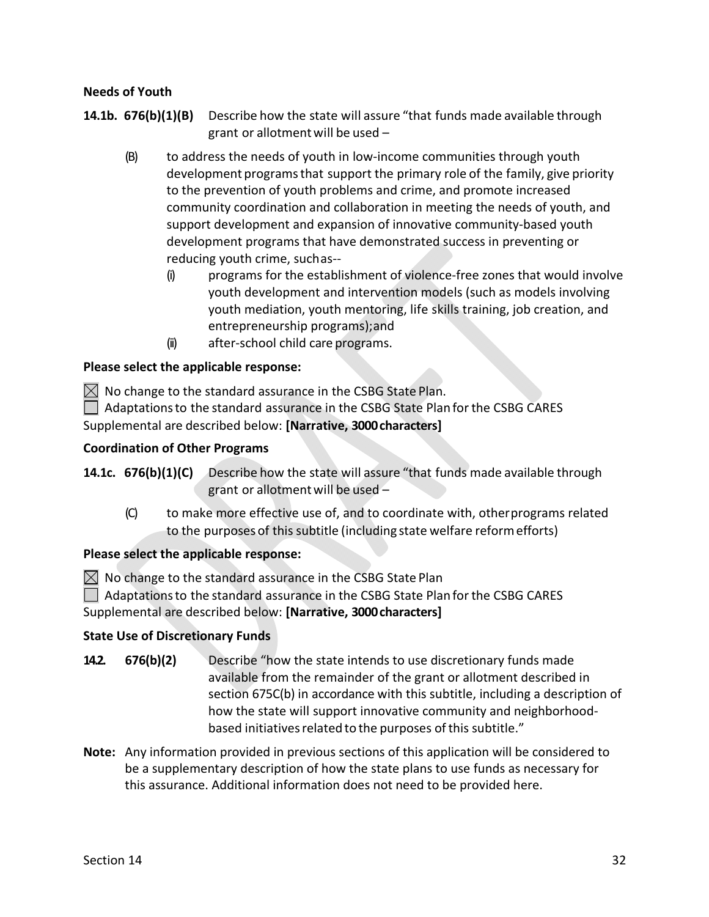**Needs of Youth**

**14.1b. 676(b)(1)(B)** Describe how the state will assure "that funds made available through grant or allotment will be used –

(B) to address the needs of youth in low-income communities through youth development programs that support the primary role of the family, give priority to the prevention of youth problems and crime, and promote increased community coordination and collaboration in meeting the needs of youth, and support development and expansion of innovative community-based youth development programs that have demonstrated success in preventing or reducing youth crime, such as--

(i) programs for the establishment of violence-free zones that would involve youth development and intervention models (such as models involving youth mediation, youth mentoring, life skills training, job creation, and entrepreneurship programs); and

(ii) after-school child care programs.

**Please select the applicable response:**

☒ No change to the standard assurance in the CSBG State Plan.

☐ Adaptations to the standard assurance in the CSBG State Plan for the CSBG CARES Supplemental are described below: **[Narrative, 3000 characters]**

**Coordination of Other Programs**

**14.1c. 676(b)(1)(C)** Describe how the state will assure "that funds made available through grant or allotment will be used –

(C) to make more effective use of, and to coordinate with, other programs related to the purposes of this subtitle (including state welfare reform efforts)

**Please select the applicable response:**

☒ No change to the standard assurance in the CSBG State Plan

☐ Adaptations to the standard assurance in the CSBG State Plan for the CSBG CARES Supplemental are described below: **[Narrative, 3000 characters]**

**State Use of Discretionary Funds**

**14.2. 676(b)(2)** Describe "how the state intends to use discretionary funds made available from the remainder of the grant or allotment described in section 675C(b) in accordance with this subtitle, including a description of how the state will support innovative community and neighborhood-based initiatives related to the purposes of this subtitle."

**Note:** Any information provided in previous sections of this application will be considered to be a supplementary description of how the state plans to use funds as necessary for this assurance. Additional information does not need to be provided here.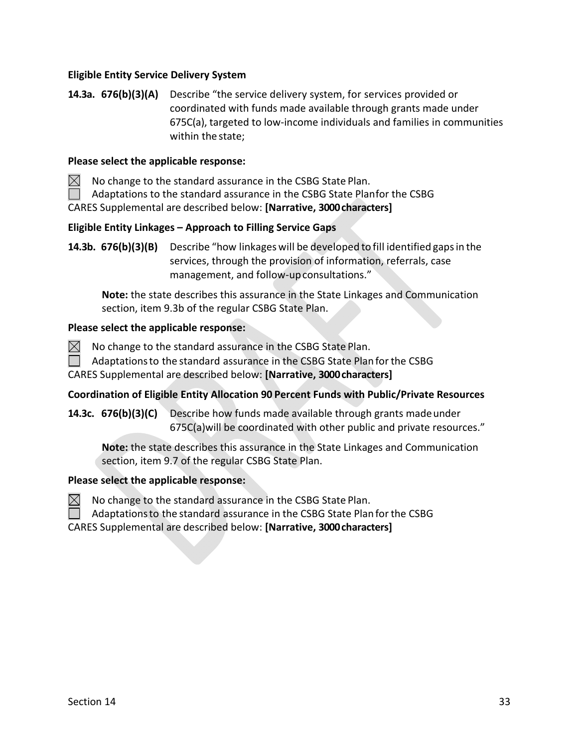**Eligible Entity Service Delivery System**

**14.3a. 676(b)(3)(A)** Describe "the service delivery system, for services provided or coordinated with funds made available through grants made under 675C(a), targeted to low-income individuals and families in communities within the state;

**Please select the applicable response:**

☒ No change to the standard assurance in the CSBG State Plan.
☐ Adaptations to the standard assurance in the CSBG State Plan for the CSBG CARES Supplemental are described below: **[Narrative, 3000 characters]**

**Eligible Entity Linkages – Approach to Filling Service Gaps**

**14.3b. 676(b)(3)(B)** Describe "how linkages will be developed to fill identified gaps in the services, through the provision of information, referrals, case management, and follow-up consultations."

**Note:** the state describes this assurance in the State Linkages and Communication section, item 9.3b of the regular CSBG State Plan.

**Please select the applicable response:**

☒ No change to the standard assurance in the CSBG State Plan.
☐ Adaptations to the standard assurance in the CSBG State Plan for the CSBG CARES Supplemental are described below: **[Narrative, 3000 characters]**

**Coordination of Eligible Entity Allocation 90 Percent Funds with Public/Private Resources**

**14.3c. 676(b)(3)(C)** Describe how funds made available through grants made under 675C(a) will be coordinated with other public and private resources."

**Note:** the state describes this assurance in the State Linkages and Communication section, item 9.7 of the regular CSBG State Plan.

**Please select the applicable response:**

☒ No change to the standard assurance in the CSBG State Plan.
☐ Adaptations to the standard assurance in the CSBG State Plan for the CSBG CARES Supplemental are described below: **[Narrative, 3000 characters]**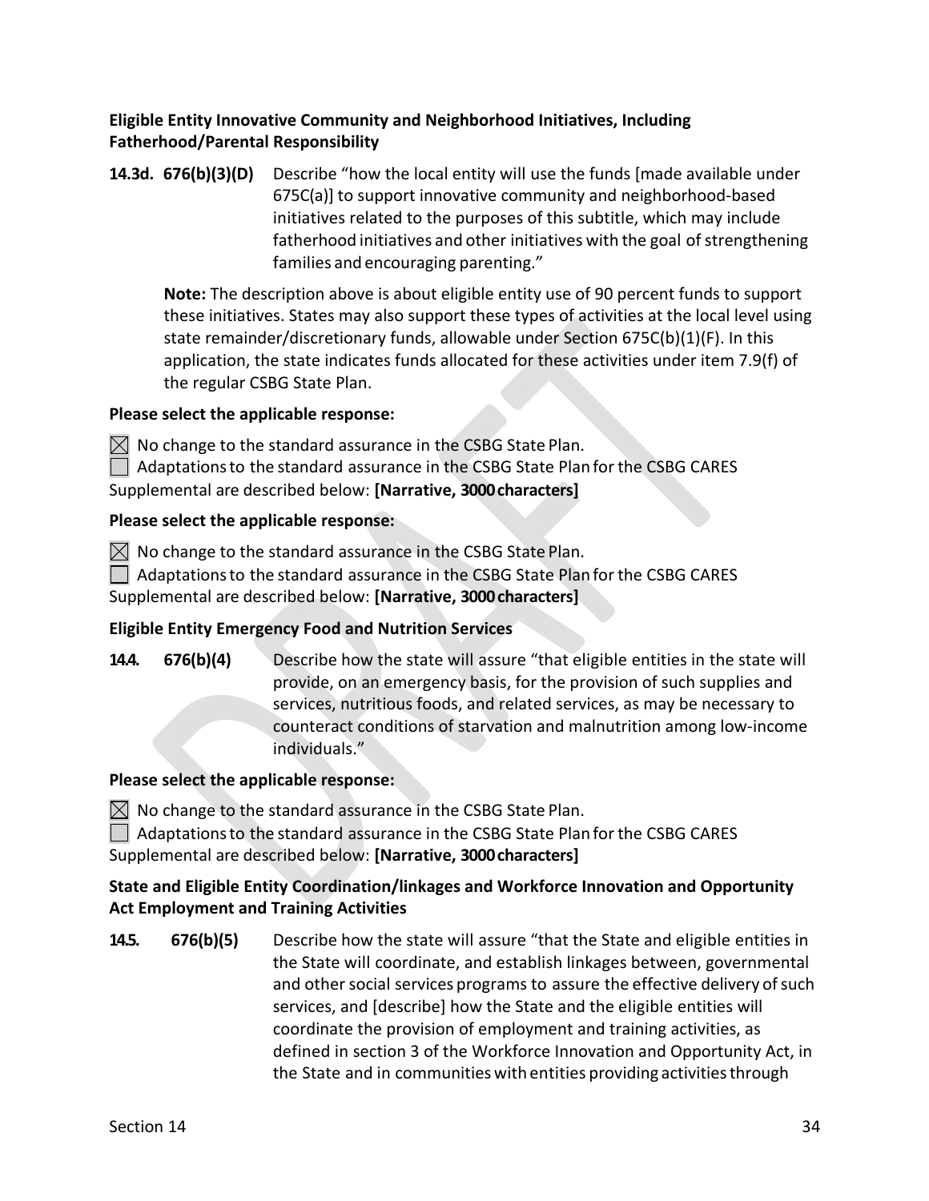**Eligible Entity Innovative Community and Neighborhood Initiatives, Including Fatherhood/Parental Responsibility**

**14.3d. 676(b)(3)(D)** Describe "how the local entity will use the funds [made available under 675C(a)] to support innovative community and neighborhood-based initiatives related to the purposes of this subtitle, which may include fatherhood initiatives and other initiatives with the goal of strengthening families and encouraging parenting."

**Note:** The description above is about eligible entity use of 90 percent funds to support these initiatives. States may also support these types of activities at the local level using state remainder/discretionary funds, allowable under Section 675C(b)(1)(F). In this application, the state indicates funds allocated for these activities under item 7.9(f) of the regular CSBG State Plan.

**Please select the applicable response:**

☒ No change to the standard assurance in the CSBG State Plan.
☐ Adaptations to the standard assurance in the CSBG State Plan for the CSBG CARES Supplemental are described below: **[Narrative, 3000 characters]**

**Please select the applicable response:**

☒ No change to the standard assurance in the CSBG State Plan.
☐ Adaptations to the standard assurance in the CSBG State Plan for the CSBG CARES Supplemental are described below: **[Narrative, 3000 characters]**

**Eligible Entity Emergency Food and Nutrition Services**

**14.4. 676(b)(4)** Describe how the state will assure "that eligible entities in the state will provide, on an emergency basis, for the provision of such supplies and services, nutritious foods, and related services, as may be necessary to counteract conditions of starvation and malnutrition among low-income individuals."

**Please select the applicable response:**

☒ No change to the standard assurance in the CSBG State Plan.
☐ Adaptations to the standard assurance in the CSBG State Plan for the CSBG CARES Supplemental are described below: **[Narrative, 3000 characters]**

**State and Eligible Entity Coordination/linkages and Workforce Innovation and Opportunity Act Employment and Training Activities**

**14.5. 676(b)(5)** Describe how the state will assure "that the State and eligible entities in the State will coordinate, and establish linkages between, governmental and other social services programs to assure the effective delivery of such services, and [describe] how the State and the eligible entities will coordinate the provision of employment and training activities, as defined in section 3 of the Workforce Innovation and Opportunity Act, in the State and in communities with entities providing activities through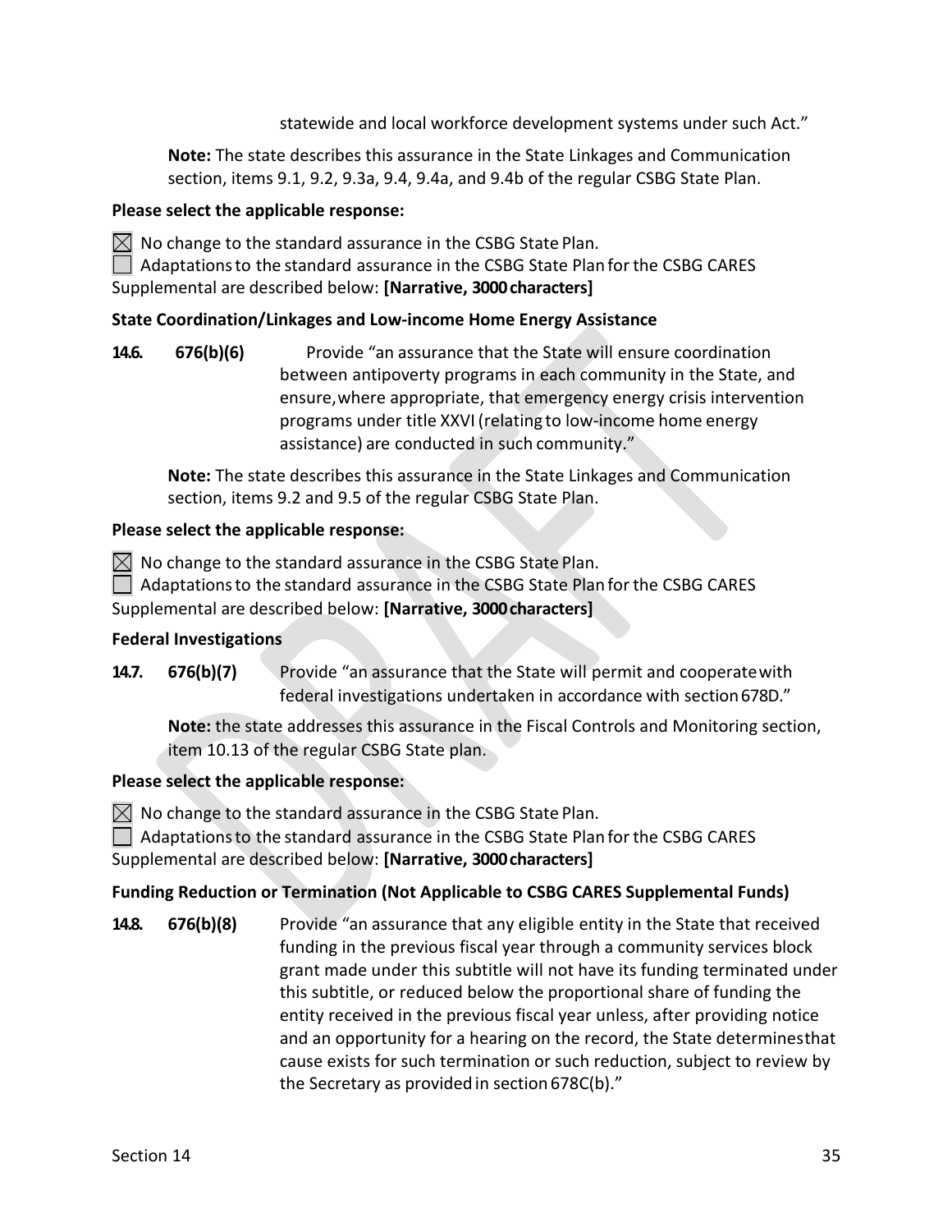statewide and local workforce development systems under such Act."

**Note:** The state describes this assurance in the State Linkages and Communication section, items 9.1, 9.2, 9.3a, 9.4, 9.4a, and 9.4b of the regular CSBG State Plan.

**Please select the applicable response:**

☒ No change to the standard assurance in the CSBG State Plan.
☐ Adaptations to the standard assurance in the CSBG State Plan for the CSBG CARES Supplemental are described below: **[Narrative, 3000 characters]**

**State Coordination/Linkages and Low-income Home Energy Assistance**

**14.6. 676(b)(6)** Provide "an assurance that the State will ensure coordination between antipoverty programs in each community in the State, and ensure, where appropriate, that emergency energy crisis intervention programs under title XXVI (relating to low-income home energy assistance) are conducted in such community."

**Note:** The state describes this assurance in the State Linkages and Communication section, items 9.2 and 9.5 of the regular CSBG State Plan.

**Please select the applicable response:**

☒ No change to the standard assurance in the CSBG State Plan.
☐ Adaptations to the standard assurance in the CSBG State Plan for the CSBG CARES Supplemental are described below: **[Narrative, 3000 characters]**

**Federal Investigations**

**14.7. 676(b)(7)** Provide "an assurance that the State will permit and cooperate with federal investigations undertaken in accordance with section 678D."

**Note:** the state addresses this assurance in the Fiscal Controls and Monitoring section, item 10.13 of the regular CSBG State plan.

**Please select the applicable response:**

☒ No change to the standard assurance in the CSBG State Plan.
☐ Adaptations to the standard assurance in the CSBG State Plan for the CSBG CARES Supplemental are described below: **[Narrative, 3000 characters]**

**Funding Reduction or Termination (Not Applicable to CSBG CARES Supplemental Funds)**

**14.8. 676(b)(8)** Provide "an assurance that any eligible entity in the State that received funding in the previous fiscal year through a community services block grant made under this subtitle will not have its funding terminated under this subtitle, or reduced below the proportional share of funding the entity received in the previous fiscal year unless, after providing notice and an opportunity for a hearing on the record, the State determines that cause exists for such termination or such reduction, subject to review by the Secretary as provided in section 678C(b)."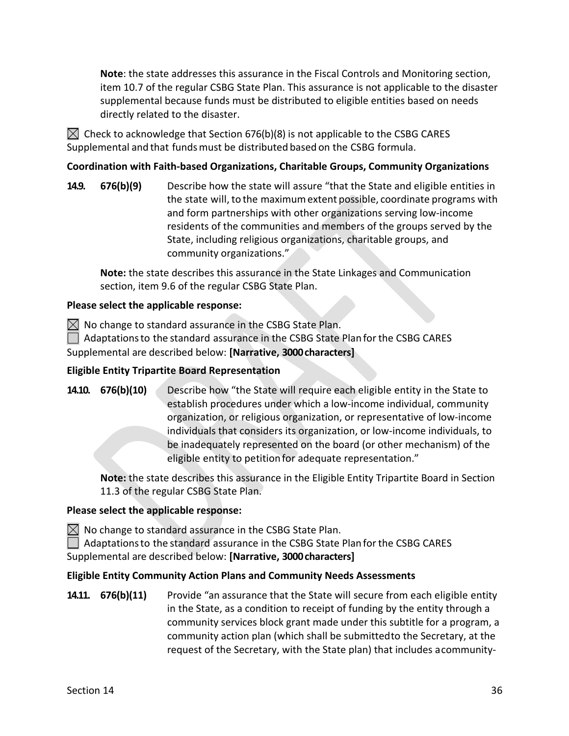**Note**: the state addresses this assurance in the Fiscal Controls and Monitoring section, item 10.7 of the regular CSBG State Plan. This assurance is not applicable to the disaster supplemental because funds must be distributed to eligible entities based on needs directly related to the disaster.

☒ Check to acknowledge that Section 676(b)(8) is not applicable to the CSBG CARES Supplemental and that funds must be distributed based on the CSBG formula.

**Coordination with Faith-based Organizations, Charitable Groups, Community Organizations**

**14.9. 676(b)(9)** Describe how the state will assure "that the State and eligible entities in the state will, to the maximum extent possible, coordinate programs with and form partnerships with other organizations serving low-income residents of the communities and members of the groups served by the State, including religious organizations, charitable groups, and community organizations."

**Note:** the state describes this assurance in the State Linkages and Communication section, item 9.6 of the regular CSBG State Plan.

**Please select the applicable response:**

☒ No change to standard assurance in the CSBG State Plan.
☐ Adaptations to the standard assurance in the CSBG State Plan for the CSBG CARES Supplemental are described below: **[Narrative, 3000 characters]**

**Eligible Entity Tripartite Board Representation**

**14.10. 676(b)(10)** Describe how "the State will require each eligible entity in the State to establish procedures under which a low-income individual, community organization, or religious organization, or representative of low-income individuals that considers its organization, or low-income individuals, to be inadequately represented on the board (or other mechanism) of the eligible entity to petition for adequate representation."

**Note:** the state describes this assurance in the Eligible Entity Tripartite Board in Section 11.3 of the regular CSBG State Plan.

**Please select the applicable response:**

☒ No change to standard assurance in the CSBG State Plan.
☐ Adaptations to the standard assurance in the CSBG State Plan for the CSBG CARES Supplemental are described below: **[Narrative, 3000 characters]**

**Eligible Entity Community Action Plans and Community Needs Assessments**

**14.11. 676(b)(11)** Provide "an assurance that the State will secure from each eligible entity in the State, as a condition to receipt of funding by the entity through a community services block grant made under this subtitle for a program, a community action plan (which shall be submitted to the Secretary, at the request of the Secretary, with the State plan) that includes a community-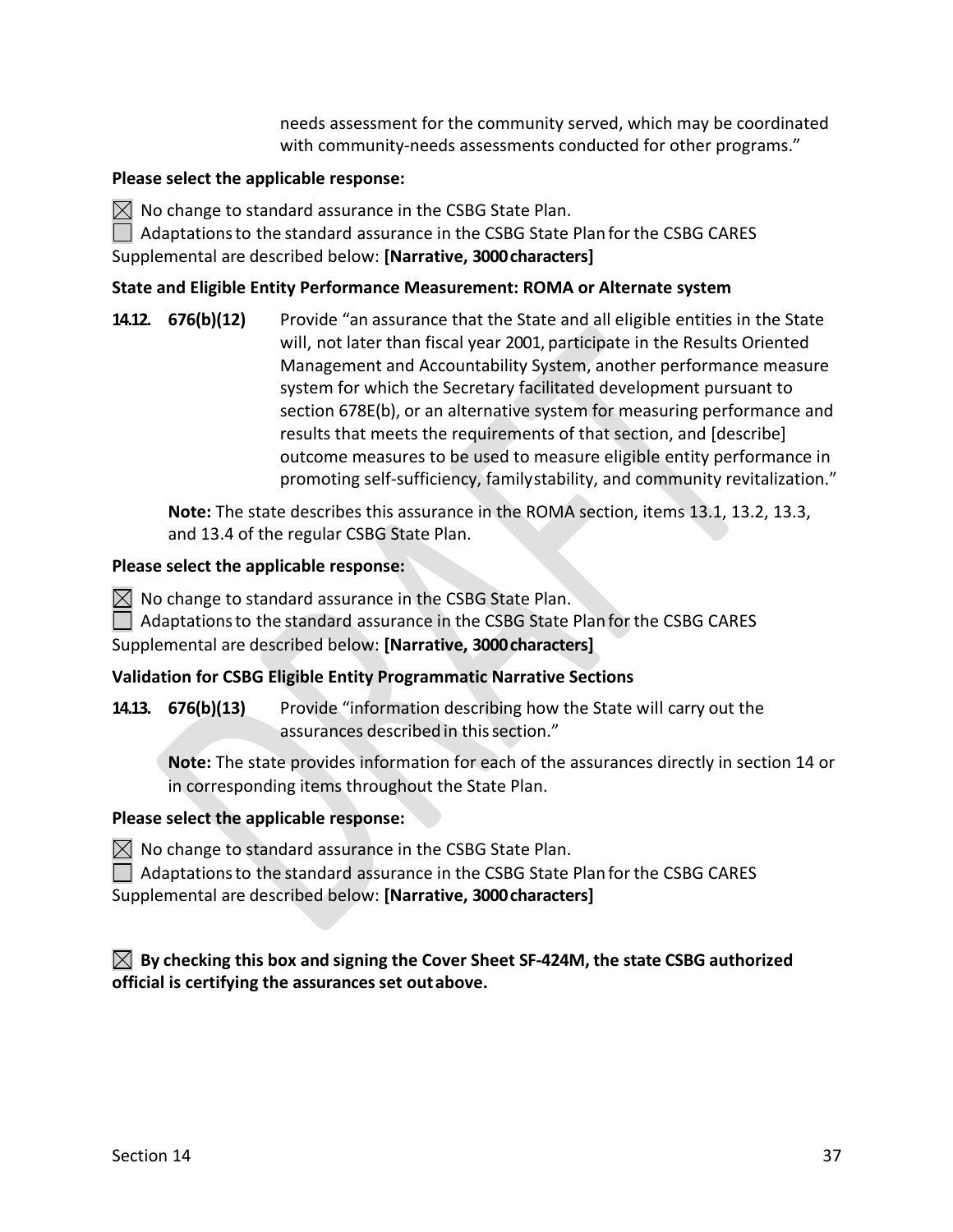needs assessment for the community served, which may be coordinated with community-needs assessments conducted for other programs."

**Please select the applicable response:**

☒ No change to standard assurance in the CSBG State Plan.
☐ Adaptations to the standard assurance in the CSBG State Plan for the CSBG CARES Supplemental are described below: **[Narrative, 3000 characters]**

**State and Eligible Entity Performance Measurement: ROMA or Alternate system**

**14.12. 676(b)(12)** Provide "an assurance that the State and all eligible entities in the State will, not later than fiscal year 2001, participate in the Results Oriented Management and Accountability System, another performance measure system for which the Secretary facilitated development pursuant to section 678E(b), or an alternative system for measuring performance and results that meets the requirements of that section, and [describe] outcome measures to be used to measure eligible entity performance in promoting self-sufficiency, family stability, and community revitalization."

**Note:** The state describes this assurance in the ROMA section, items 13.1, 13.2, 13.3, and 13.4 of the regular CSBG State Plan.

**Please select the applicable response:**

☒ No change to standard assurance in the CSBG State Plan.
☐ Adaptations to the standard assurance in the CSBG State Plan for the CSBG CARES Supplemental are described below: **[Narrative, 3000 characters]**

**Validation for CSBG Eligible Entity Programmatic Narrative Sections**

**14.13. 676(b)(13)** Provide "information describing how the State will carry out the assurances described in this section."

**Note:** The state provides information for each of the assurances directly in section 14 or in corresponding items throughout the State Plan.

**Please select the applicable response:**

☒ No change to standard assurance in the CSBG State Plan.
☐ Adaptations to the standard assurance in the CSBG State Plan for the CSBG CARES Supplemental are described below: **[Narrative, 3000 characters]**

☒ **By checking this box and signing the Cover Sheet SF-424M, the state CSBG authorized official is certifying the assurances set out above.**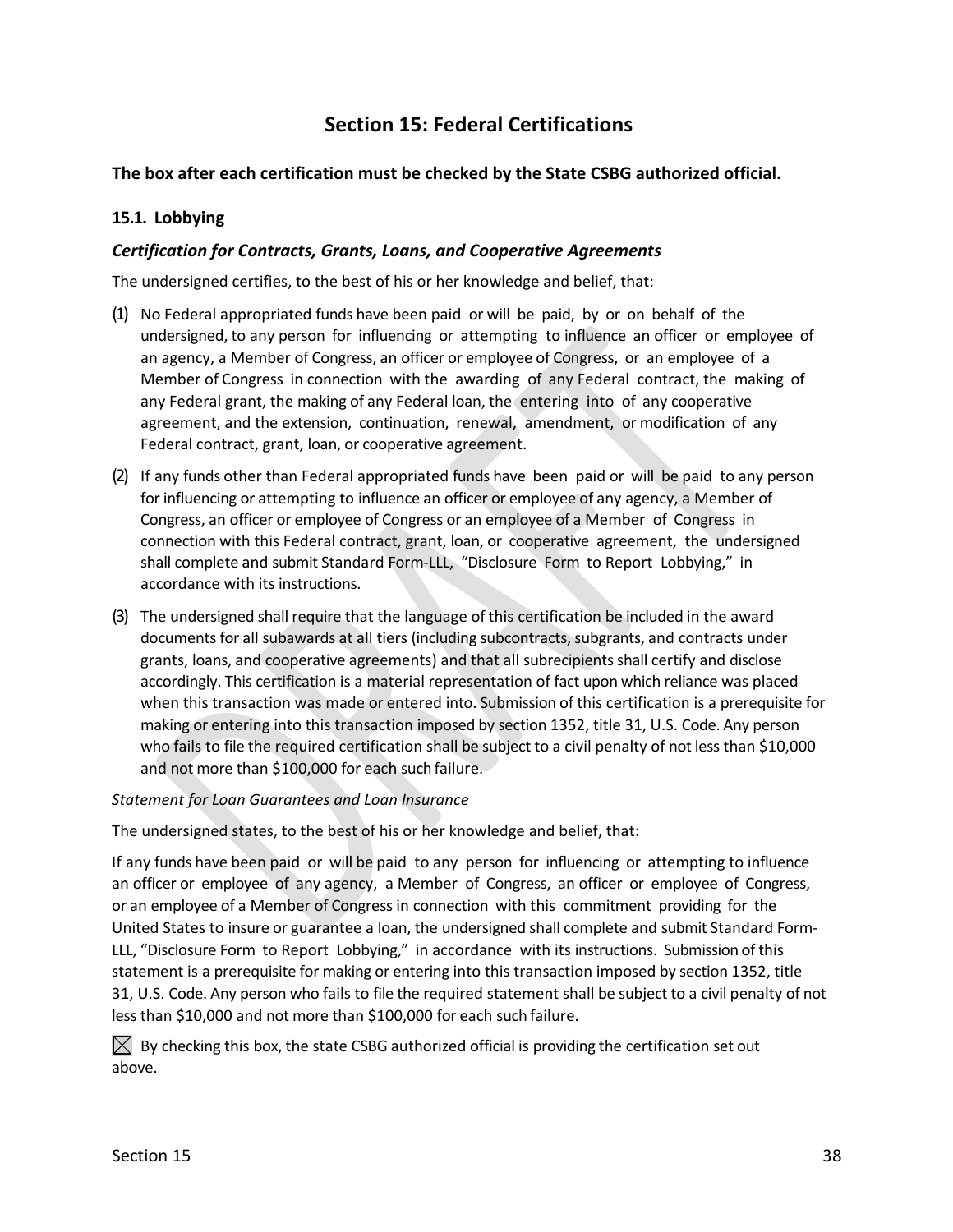## Section 15: Federal Certifications

**The box after each certification must be checked by the State CSBG authorized official.**

### 15.1. Lobbying

#### *Certification for Contracts, Grants, Loans, and Cooperative Agreements*

The undersigned certifies, to the best of his or her knowledge and belief, that:

(1) No Federal appropriated funds have been paid or will be paid, by or on behalf of the undersigned, to any person for influencing or attempting to influence an officer or employee of an agency, a Member of Congress, an officer or employee of Congress, or an employee of a Member of Congress in connection with the awarding of any Federal contract, the making of any Federal grant, the making of any Federal loan, the entering into of any cooperative agreement, and the extension, continuation, renewal, amendment, or modification of any Federal contract, grant, loan, or cooperative agreement.

(2) If any funds other than Federal appropriated funds have been paid or will be paid to any person for influencing or attempting to influence an officer or employee of any agency, a Member of Congress, an officer or employee of Congress or an employee of a Member of Congress in connection with this Federal contract, grant, loan, or cooperative agreement, the undersigned shall complete and submit Standard Form-LLL, "Disclosure Form to Report Lobbying," in accordance with its instructions.

(3) The undersigned shall require that the language of this certification be included in the award documents for all subawards at all tiers (including subcontracts, subgrants, and contracts under grants, loans, and cooperative agreements) and that all subrecipients shall certify and disclose accordingly. This certification is a material representation of fact upon which reliance was placed when this transaction was made or entered into. Submission of this certification is a prerequisite for making or entering into this transaction imposed by section 1352, title 31, U.S. Code. Any person who fails to file the required certification shall be subject to a civil penalty of not less than $10,000 and not more than $100,000 for each such failure.

*Statement for Loan Guarantees and Loan Insurance*

The undersigned states, to the best of his or her knowledge and belief, that:

If any funds have been paid or will be paid to any person for influencing or attempting to influence an officer or employee of any agency, a Member of Congress, an officer or employee of Congress, or an employee of a Member of Congress in connection with this commitment providing for the United States to insure or guarantee a loan, the undersigned shall complete and submit Standard Form-LLL, "Disclosure Form to Report Lobbying," in accordance with its instructions. Submission of this statement is a prerequisite for making or entering into this transaction imposed by section 1352, title 31, U.S. Code. Any person who fails to file the required statement shall be subject to a civil penalty of not less than $10,000 and not more than $100,000 for each such failure.

☒ By checking this box, the state CSBG authorized official is providing the certification set out above.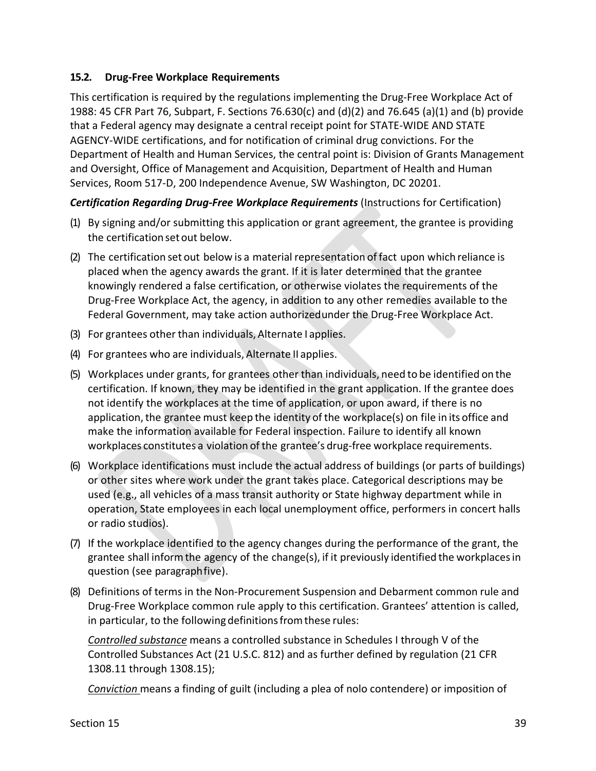### 15.2. Drug-Free Workplace Requirements

This certification is required by the regulations implementing the Drug-Free Workplace Act of 1988: 45 CFR Part 76, Subpart, F. Sections 76.630(c) and (d)(2) and 76.645 (a)(1) and (b) provide that a Federal agency may designate a central receipt point for STATE-WIDE AND STATE AGENCY-WIDE certifications, and for notification of criminal drug convictions. For the Department of Health and Human Services, the central point is: Division of Grants Management and Oversight, Office of Management and Acquisition, Department of Health and Human Services, Room 517-D, 200 Independence Avenue, SW Washington, DC 20201.

***Certification Regarding Drug-Free Workplace Requirements*** (Instructions for Certification)

(1) By signing and/or submitting this application or grant agreement, the grantee is providing the certification set out below.

(2) The certification set out below is a material representation of fact upon which reliance is placed when the agency awards the grant. If it is later determined that the grantee knowingly rendered a false certification, or otherwise violates the requirements of the Drug-Free Workplace Act, the agency, in addition to any other remedies available to the Federal Government, may take action authorized under the Drug-Free Workplace Act.

(3) For grantees other than individuals, Alternate I applies.

(4) For grantees who are individuals, Alternate II applies.

(5) Workplaces under grants, for grantees other than individuals, need to be identified on the certification. If known, they may be identified in the grant application. If the grantee does not identify the workplaces at the time of application, or upon award, if there is no application, the grantee must keep the identity of the workplace(s) on file in its office and make the information available for Federal inspection. Failure to identify all known workplaces constitutes a violation of the grantee's drug-free workplace requirements.

(6) Workplace identifications must include the actual address of buildings (or parts of buildings) or other sites where work under the grant takes place. Categorical descriptions may be used (e.g., all vehicles of a mass transit authority or State highway department while in operation, State employees in each local unemployment office, performers in concert halls or radio studios).

(7) If the workplace identified to the agency changes during the performance of the grant, the grantee shall inform the agency of the change(s), if it previously identified the workplaces in question (see paragraph five).

(8) Definitions of terms in the Non-Procurement Suspension and Debarment common rule and Drug-Free Workplace common rule apply to this certification. Grantees' attention is called, in particular, to the following definitions from these rules:

*Controlled substance* means a controlled substance in Schedules I through V of the Controlled Substances Act (21 U.S.C. 812) and as further defined by regulation (21 CFR 1308.11 through 1308.15);

*Conviction* means a finding of guilt (including a plea of nolo contendere) or imposition of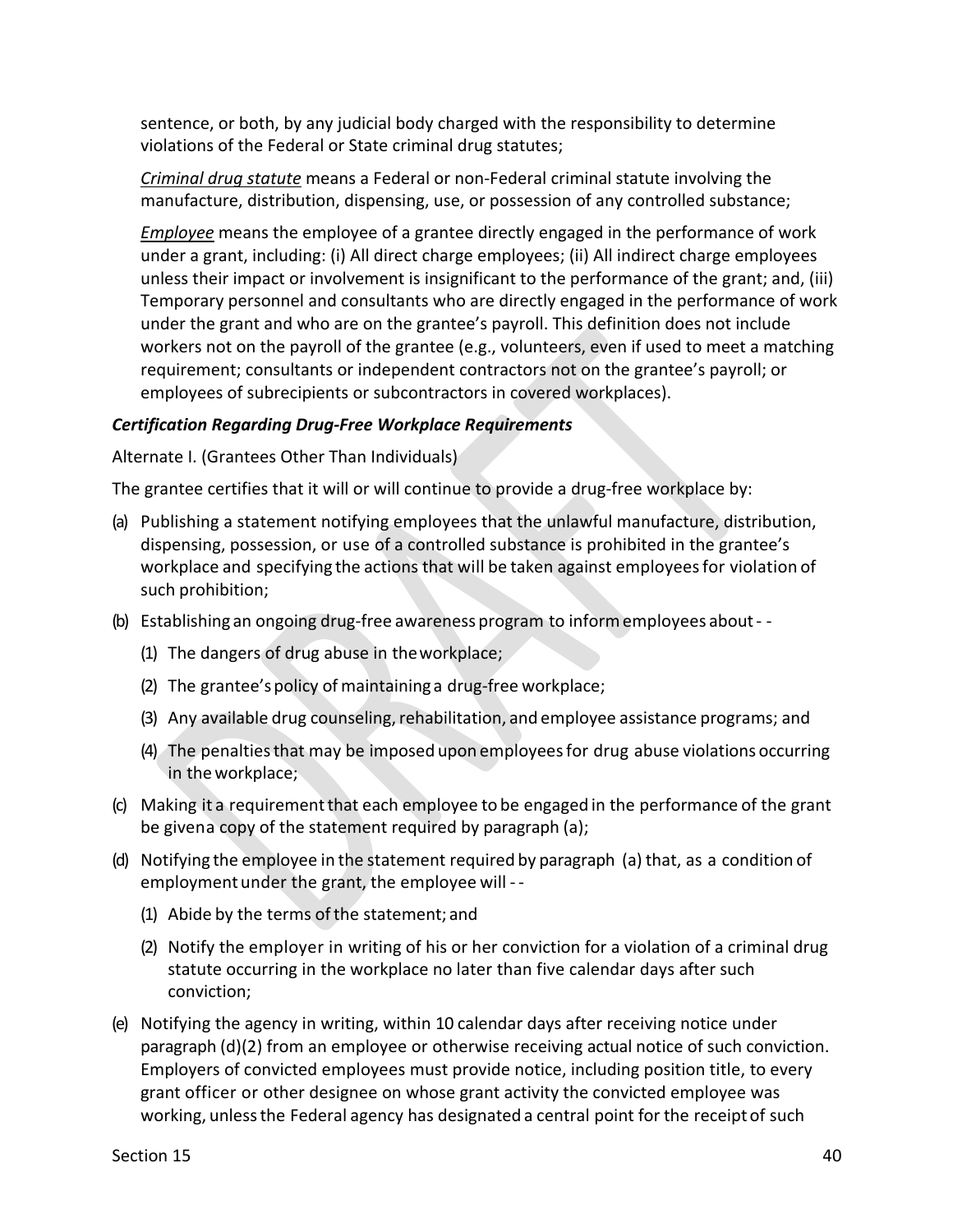sentence, or both, by any judicial body charged with the responsibility to determine violations of the Federal or State criminal drug statutes;

*Criminal drug statute* means a Federal or non-Federal criminal statute involving the manufacture, distribution, dispensing, use, or possession of any controlled substance;

*Employee* means the employee of a grantee directly engaged in the performance of work under a grant, including: (i) All direct charge employees; (ii) All indirect charge employees unless their impact or involvement is insignificant to the performance of the grant; and, (iii) Temporary personnel and consultants who are directly engaged in the performance of work under the grant and who are on the grantee's payroll. This definition does not include workers not on the payroll of the grantee (e.g., volunteers, even if used to meet a matching requirement; consultants or independent contractors not on the grantee's payroll; or employees of subrecipients or subcontractors in covered workplaces).

***Certification Regarding Drug-Free Workplace Requirements***

Alternate I. (Grantees Other Than Individuals)

The grantee certifies that it will or will continue to provide a drug-free workplace by:

(a) Publishing a statement notifying employees that the unlawful manufacture, distribution, dispensing, possession, or use of a controlled substance is prohibited in the grantee's workplace and specifying the actions that will be taken against employees for violation of such prohibition;

(b) Establishing an ongoing drug-free awareness program to inform employees about - -
   (1) The dangers of drug abuse in the workplace;
   (2) The grantee's policy of maintaining a drug-free workplace;
   (3) Any available drug counseling, rehabilitation, and employee assistance programs; and
   (4) The penalties that may be imposed upon employees for drug abuse violations occurring in the workplace;

(c) Making it a requirement that each employee to be engaged in the performance of the grant be given a copy of the statement required by paragraph (a);

(d) Notifying the employee in the statement required by paragraph (a) that, as a condition of employment under the grant, the employee will - -
   (1) Abide by the terms of the statement; and
   (2) Notify the employer in writing of his or her conviction for a violation of a criminal drug statute occurring in the workplace no later than five calendar days after such conviction;

(e) Notifying the agency in writing, within 10 calendar days after receiving notice under paragraph (d)(2) from an employee or otherwise receiving actual notice of such conviction. Employers of convicted employees must provide notice, including position title, to every grant officer or other designee on whose grant activity the convicted employee was working, unless the Federal agency has designated a central point for the receipt of such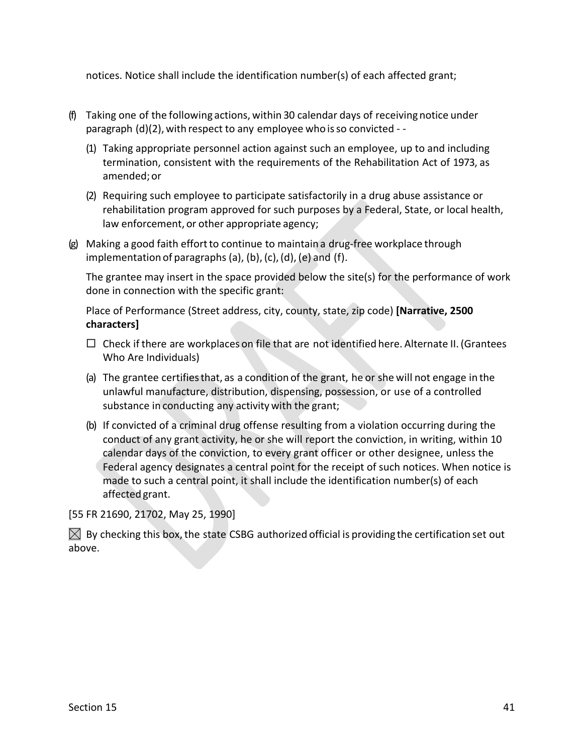notices. Notice shall include the identification number(s) of each affected grant;

(f) Taking one of the following actions, within 30 calendar days of receiving notice under paragraph (d)(2), with respect to any employee who is so convicted - -

   (1) Taking appropriate personnel action against such an employee, up to and including termination, consistent with the requirements of the Rehabilitation Act of 1973, as amended; or

   (2) Requiring such employee to participate satisfactorily in a drug abuse assistance or rehabilitation program approved for such purposes by a Federal, State, or local health, law enforcement, or other appropriate agency;

(g) Making a good faith effort to continue to maintain a drug-free workplace through implementation of paragraphs (a), (b), (c), (d), (e) and (f).

   The grantee may insert in the space provided below the site(s) for the performance of work done in connection with the specific grant:

   Place of Performance (Street address, city, county, state, zip code) **[Narrative, 2500 characters]**

   ☐ Check if there are workplaces on file that are not identified here. Alternate II. (Grantees Who Are Individuals)

   (a) The grantee certifies that, as a condition of the grant, he or she will not engage in the unlawful manufacture, distribution, dispensing, possession, or use of a controlled substance in conducting any activity with the grant;

   (b) If convicted of a criminal drug offense resulting from a violation occurring during the conduct of any grant activity, he or she will report the conviction, in writing, within 10 calendar days of the conviction, to every grant officer or other designee, unless the Federal agency designates a central point for the receipt of such notices. When notice is made to such a central point, it shall include the identification number(s) of each affected grant.

[55 FR 21690, 21702, May 25, 1990]

☒ By checking this box, the state CSBG authorized official is providing the certification set out above.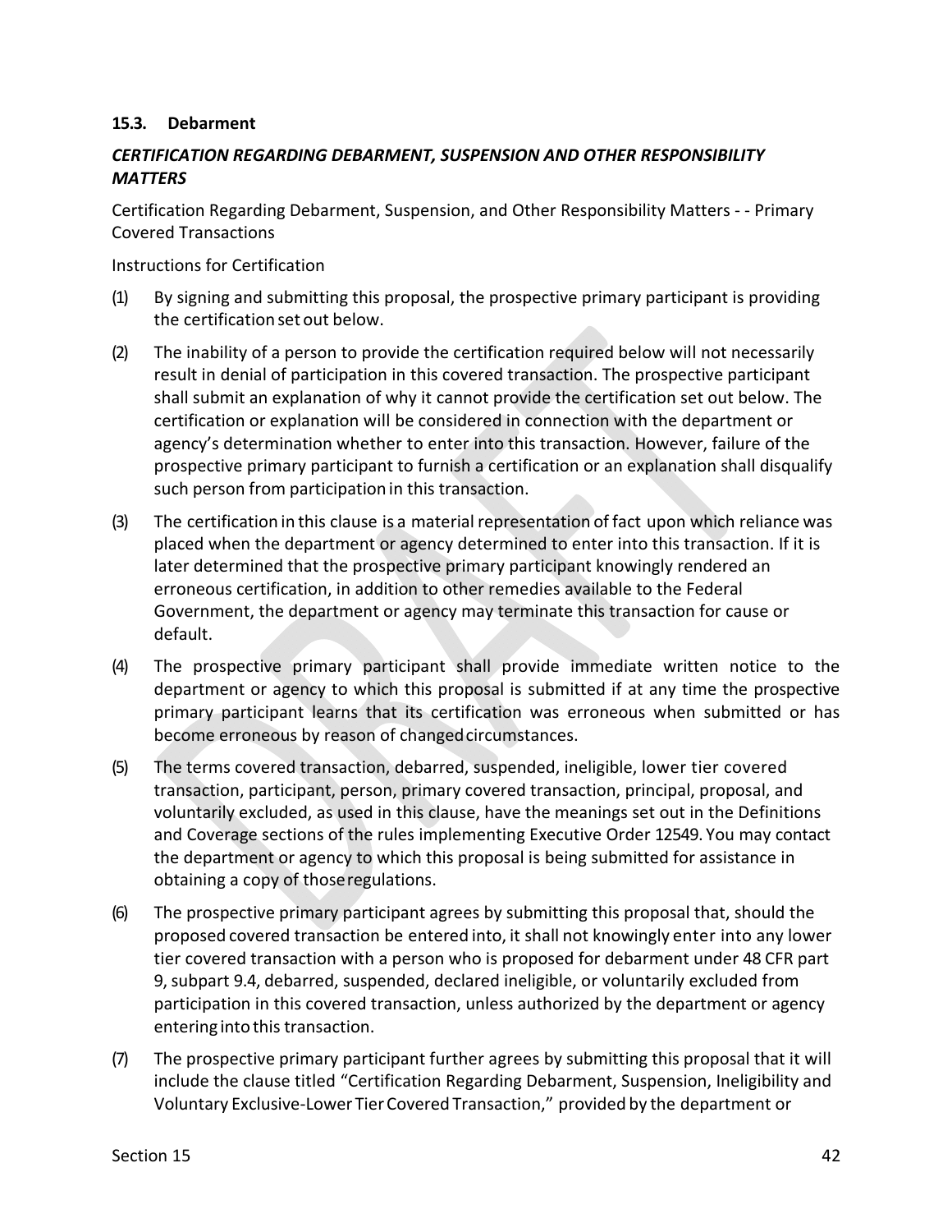### 15.3. Debarment

***CERTIFICATION REGARDING DEBARMENT, SUSPENSION AND OTHER RESPONSIBILITY MATTERS***

Certification Regarding Debarment, Suspension, and Other Responsibility Matters - - Primary Covered Transactions

Instructions for Certification

(1) By signing and submitting this proposal, the prospective primary participant is providing the certification set out below.

(2) The inability of a person to provide the certification required below will not necessarily result in denial of participation in this covered transaction. The prospective participant shall submit an explanation of why it cannot provide the certification set out below. The certification or explanation will be considered in connection with the department or agency's determination whether to enter into this transaction. However, failure of the prospective primary participant to furnish a certification or an explanation shall disqualify such person from participation in this transaction.

(3) The certification in this clause is a material representation of fact upon which reliance was placed when the department or agency determined to enter into this transaction. If it is later determined that the prospective primary participant knowingly rendered an erroneous certification, in addition to other remedies available to the Federal Government, the department or agency may terminate this transaction for cause or default.

(4) The prospective primary participant shall provide immediate written notice to the department or agency to which this proposal is submitted if at any time the prospective primary participant learns that its certification was erroneous when submitted or has become erroneous by reason of changed circumstances.

(5) The terms covered transaction, debarred, suspended, ineligible, lower tier covered transaction, participant, person, primary covered transaction, principal, proposal, and voluntarily excluded, as used in this clause, have the meanings set out in the Definitions and Coverage sections of the rules implementing Executive Order 12549. You may contact the department or agency to which this proposal is being submitted for assistance in obtaining a copy of those regulations.

(6) The prospective primary participant agrees by submitting this proposal that, should the proposed covered transaction be entered into, it shall not knowingly enter into any lower tier covered transaction with a person who is proposed for debarment under 48 CFR part 9, subpart 9.4, debarred, suspended, declared ineligible, or voluntarily excluded from participation in this covered transaction, unless authorized by the department or agency entering into this transaction.

(7) The prospective primary participant further agrees by submitting this proposal that it will include the clause titled "Certification Regarding Debarment, Suspension, Ineligibility and Voluntary Exclusive-Lower Tier Covered Transaction," provided by the department or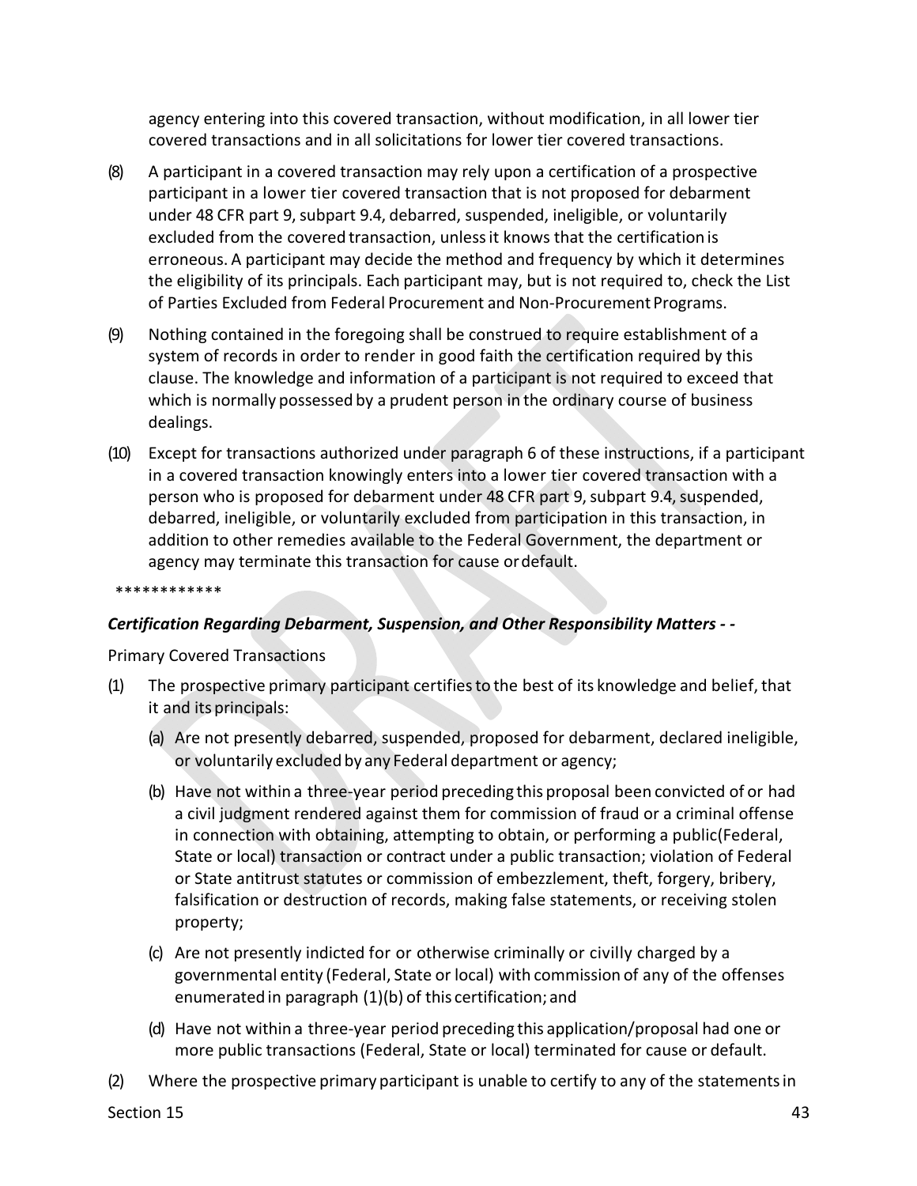agency entering into this covered transaction, without modification, in all lower tier covered transactions and in all solicitations for lower tier covered transactions.

(8) A participant in a covered transaction may rely upon a certification of a prospective participant in a lower tier covered transaction that is not proposed for debarment under 48 CFR part 9, subpart 9.4, debarred, suspended, ineligible, or voluntarily excluded from the covered transaction, unless it knows that the certification is erroneous. A participant may decide the method and frequency by which it determines the eligibility of its principals. Each participant may, but is not required to, check the List of Parties Excluded from Federal Procurement and Non-Procurement Programs.

(9) Nothing contained in the foregoing shall be construed to require establishment of a system of records in order to render in good faith the certification required by this clause. The knowledge and information of a participant is not required to exceed that which is normally possessed by a prudent person in the ordinary course of business dealings.

(10) Except for transactions authorized under paragraph 6 of these instructions, if a participant in a covered transaction knowingly enters into a lower tier covered transaction with a person who is proposed for debarment under 48 CFR part 9, subpart 9.4, suspended, debarred, ineligible, or voluntarily excluded from participation in this transaction, in addition to other remedies available to the Federal Government, the department or agency may terminate this transaction for cause or default.

************

***Certification Regarding Debarment, Suspension, and Other Responsibility Matters - -***

Primary Covered Transactions

(1) The prospective primary participant certifies to the best of its knowledge and belief, that it and its principals:

   (a) Are not presently debarred, suspended, proposed for debarment, declared ineligible, or voluntarily excluded by any Federal department or agency;

   (b) Have not within a three-year period preceding this proposal been convicted of or had a civil judgment rendered against them for commission of fraud or a criminal offense in connection with obtaining, attempting to obtain, or performing a public(Federal, State or local) transaction or contract under a public transaction; violation of Federal or State antitrust statutes or commission of embezzlement, theft, forgery, bribery, falsification or destruction of records, making false statements, or receiving stolen property;

   (c) Are not presently indicted for or otherwise criminally or civilly charged by a governmental entity (Federal, State or local) with commission of any of the offenses enumerated in paragraph (1)(b) of this certification; and

   (d) Have not within a three-year period preceding this application/proposal had one or more public transactions (Federal, State or local) terminated for cause or default.

(2) Where the prospective primary participant is unable to certify to any of the statements in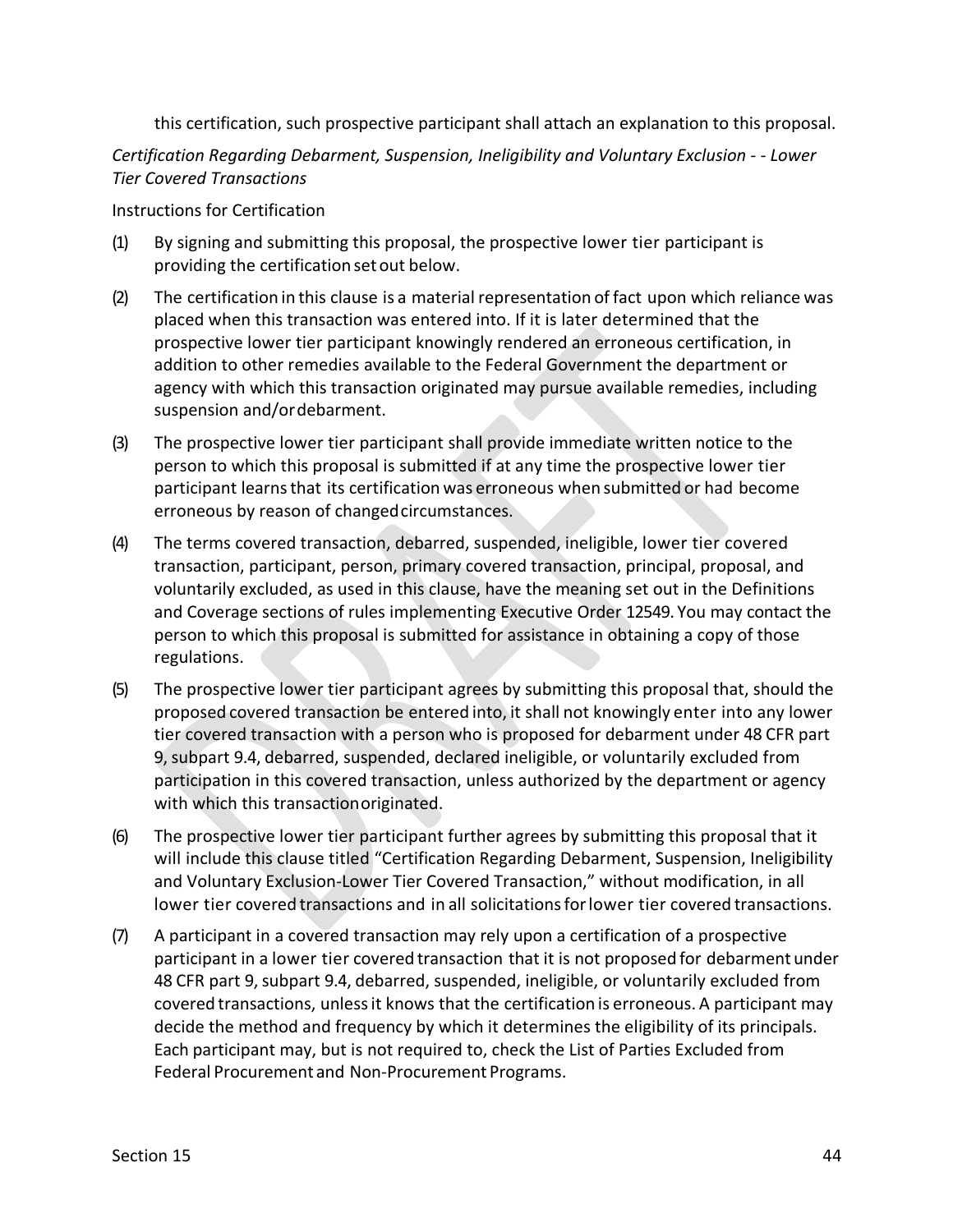this certification, such prospective participant shall attach an explanation to this proposal.

*Certification Regarding Debarment, Suspension, Ineligibility and Voluntary Exclusion - - Lower Tier Covered Transactions*

Instructions for Certification

(1) By signing and submitting this proposal, the prospective lower tier participant is providing the certification set out below.

(2) The certification in this clause is a material representation of fact upon which reliance was placed when this transaction was entered into. If it is later determined that the prospective lower tier participant knowingly rendered an erroneous certification, in addition to other remedies available to the Federal Government the department or agency with which this transaction originated may pursue available remedies, including suspension and/or debarment.

(3) The prospective lower tier participant shall provide immediate written notice to the person to which this proposal is submitted if at any time the prospective lower tier participant learns that its certification was erroneous when submitted or had become erroneous by reason of changed circumstances.

(4) The terms covered transaction, debarred, suspended, ineligible, lower tier covered transaction, participant, person, primary covered transaction, principal, proposal, and voluntarily excluded, as used in this clause, have the meaning set out in the Definitions and Coverage sections of rules implementing Executive Order 12549. You may contact the person to which this proposal is submitted for assistance in obtaining a copy of those regulations.

(5) The prospective lower tier participant agrees by submitting this proposal that, should the proposed covered transaction be entered into, it shall not knowingly enter into any lower tier covered transaction with a person who is proposed for debarment under 48 CFR part 9, subpart 9.4, debarred, suspended, declared ineligible, or voluntarily excluded from participation in this covered transaction, unless authorized by the department or agency with which this transaction originated.

(6) The prospective lower tier participant further agrees by submitting this proposal that it will include this clause titled "Certification Regarding Debarment, Suspension, Ineligibility and Voluntary Exclusion-Lower Tier Covered Transaction," without modification, in all lower tier covered transactions and in all solicitations for lower tier covered transactions.

(7) A participant in a covered transaction may rely upon a certification of a prospective participant in a lower tier covered transaction that it is not proposed for debarment under 48 CFR part 9, subpart 9.4, debarred, suspended, ineligible, or voluntarily excluded from covered transactions, unless it knows that the certification is erroneous. A participant may decide the method and frequency by which it determines the eligibility of its principals. Each participant may, but is not required to, check the List of Parties Excluded from Federal Procurement and Non-Procurement Programs.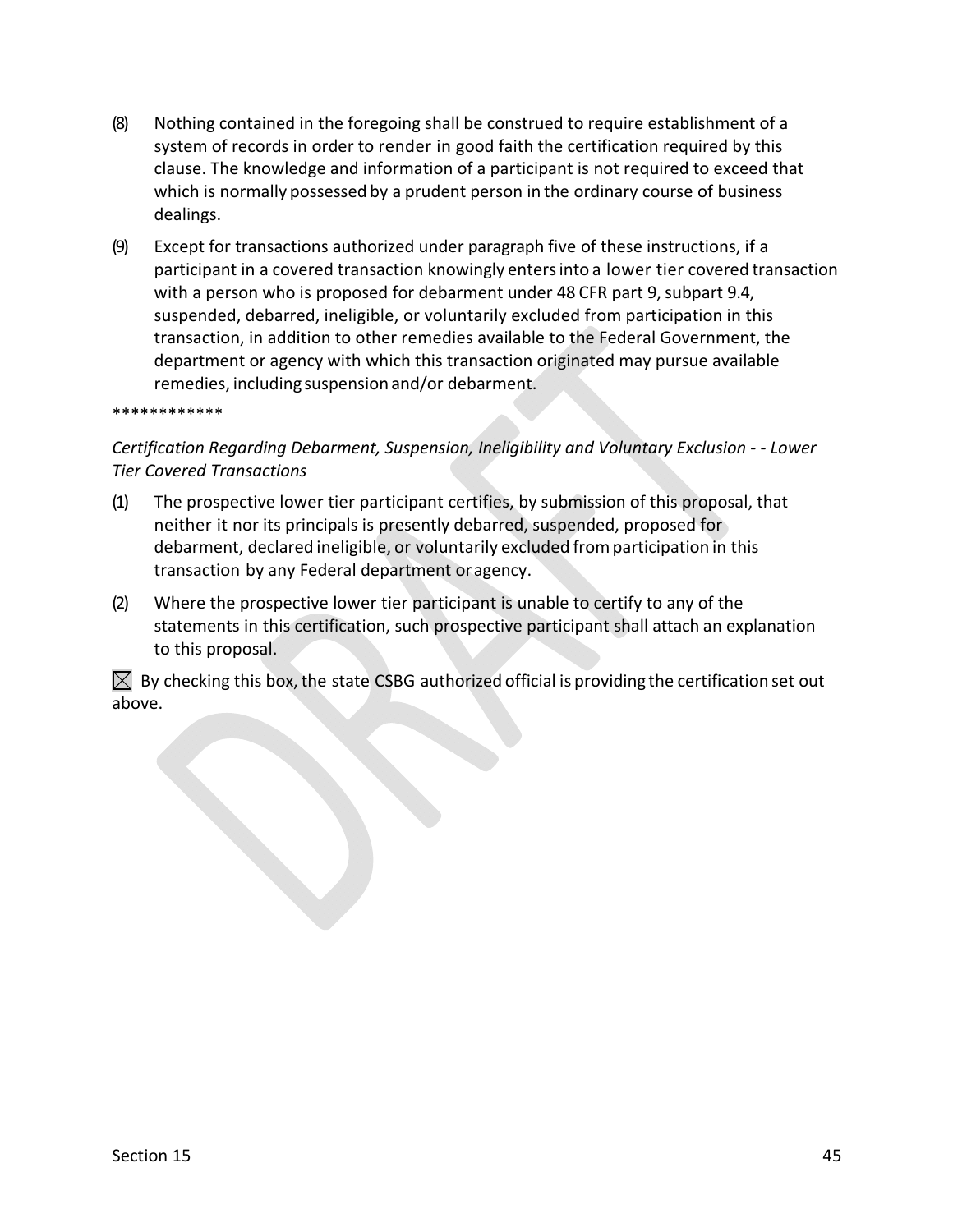(8) Nothing contained in the foregoing shall be construed to require establishment of a system of records in order to render in good faith the certification required by this clause. The knowledge and information of a participant is not required to exceed that which is normally possessed by a prudent person in the ordinary course of business dealings.

(9) Except for transactions authorized under paragraph five of these instructions, if a participant in a covered transaction knowingly enters into a lower tier covered transaction with a person who is proposed for debarment under 48 CFR part 9, subpart 9.4, suspended, debarred, ineligible, or voluntarily excluded from participation in this transaction, in addition to other remedies available to the Federal Government, the department or agency with which this transaction originated may pursue available remedies, including suspension and/or debarment.

************

*Certification Regarding Debarment, Suspension, Ineligibility and Voluntary Exclusion - - Lower Tier Covered Transactions*

(1) The prospective lower tier participant certifies, by submission of this proposal, that neither it nor its principals is presently debarred, suspended, proposed for debarment, declared ineligible, or voluntarily excluded from participation in this transaction by any Federal department or agency.

(2) Where the prospective lower tier participant is unable to certify to any of the statements in this certification, such prospective participant shall attach an explanation to this proposal.

☒ By checking this box, the state CSBG authorized official is providing the certification set out above.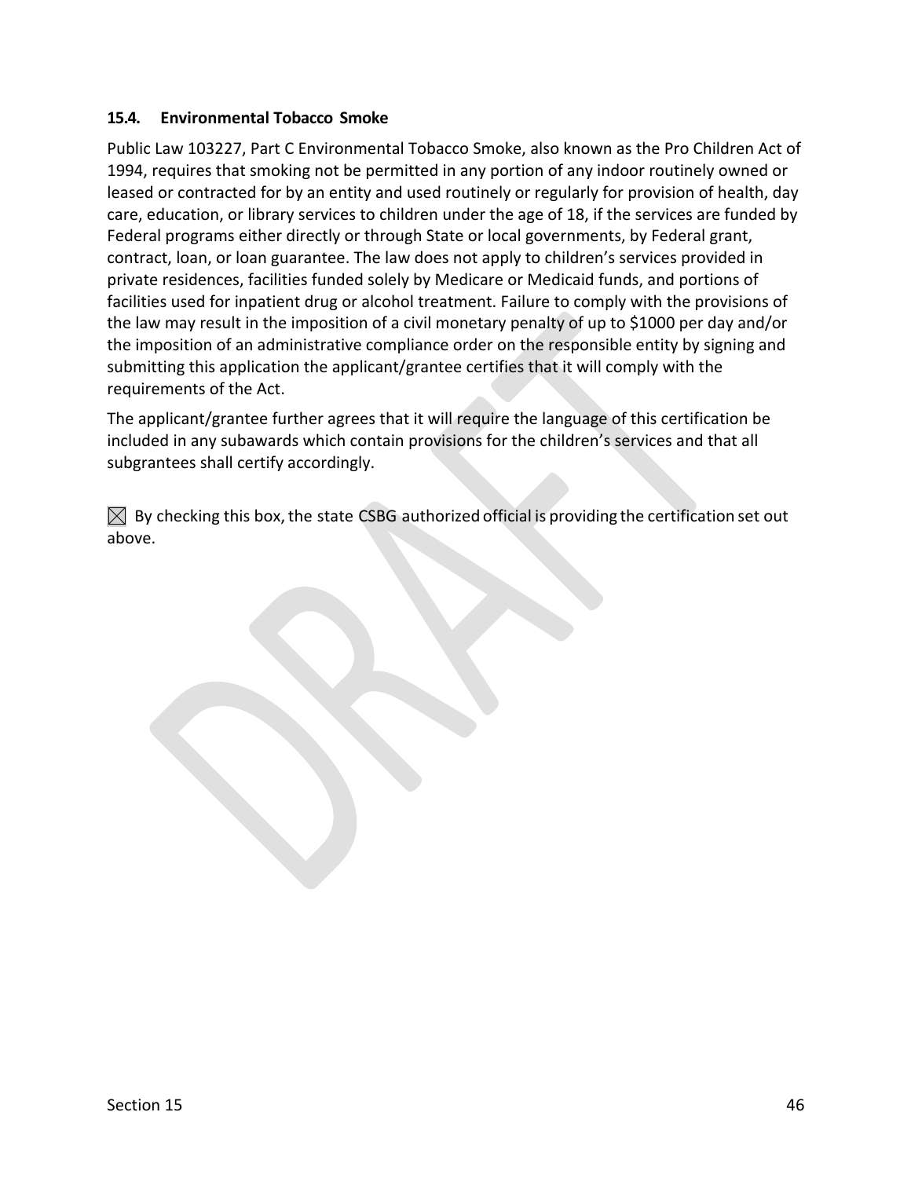### 15.4. Environmental Tobacco Smoke

Public Law 103227, Part C Environmental Tobacco Smoke, also known as the Pro Children Act of 1994, requires that smoking not be permitted in any portion of any indoor routinely owned or leased or contracted for by an entity and used routinely or regularly for provision of health, day care, education, or library services to children under the age of 18, if the services are funded by Federal programs either directly or through State or local governments, by Federal grant, contract, loan, or loan guarantee. The law does not apply to children's services provided in private residences, facilities funded solely by Medicare or Medicaid funds, and portions of facilities used for inpatient drug or alcohol treatment. Failure to comply with the provisions of the law may result in the imposition of a civil monetary penalty of up to $1000 per day and/or the imposition of an administrative compliance order on the responsible entity by signing and submitting this application the applicant/grantee certifies that it will comply with the requirements of the Act.

The applicant/grantee further agrees that it will require the language of this certification be included in any subawards which contain provisions for the children's services and that all subgrantees shall certify accordingly.

☒ By checking this box, the state CSBG authorized official is providing the certification set out above.